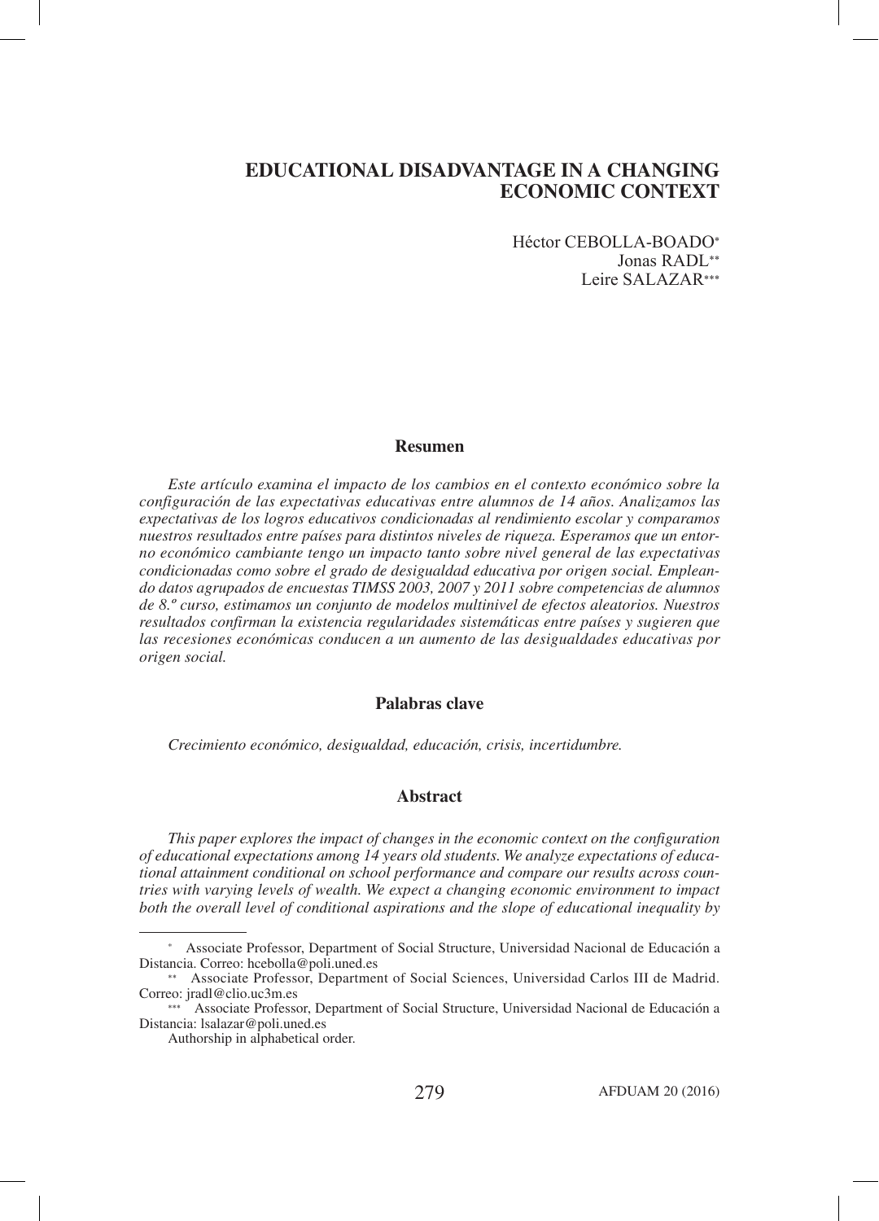# EDUCATIONAL DISADVANTAGE IN A CHANGING ECONOMIC CONTEXT

Héctor CEBOLLA-BOADO*
Jonas RADL**
Leire SALAZAR***

## Resumen

*Este artículo examina el impacto de los cambios en el contexto económico sobre la configuración de las expectativas educativas entre alumnos de 14 años. Analizamos las expectativas de los logros educativos condicionadas al rendimiento escolar y comparamos nuestros resultados entre países para distintos niveles de riqueza. Esperamos que un entorno económico cambiante tengo un impacto tanto sobre nivel general de las expectativas condicionadas como sobre el grado de desigualdad educativa por origen social. Empleando datos agrupados de encuestas TIMSS 2003, 2007 y 2011 sobre competencias de alumnos de 8.º curso, estimamos un conjunto de modelos multinivel de efectos aleatorios. Nuestros resultados confirman la existencia regularidades sistemáticas entre países y sugieren que las recesiones económicas conducen a un aumento de las desigualdades educativas por origen social.*

## Palabras clave

*Crecimiento económico, desigualdad, educación, crisis, incertidumbre.*

## Abstract

*This paper explores the impact of changes in the economic context on the configuration of educational expectations among 14 years old students. We analyze expectations of educational attainment conditional on school performance and compare our results across countries with varying levels of wealth. We expect a changing economic environment to impact both the overall level of conditional aspirations and the slope of educational inequality by*

---

* Associate Professor, Department of Social Structure, Universidad Nacional de Educación a Distancia. Correo: hcebolla@poli.uned.es

** Associate Professor, Department of Social Sciences, Universidad Carlos III de Madrid. Correo: jradl@clio.uc3m.es

*** Associate Professor, Department of Social Structure, Universidad Nacional de Educación a Distancia: lsalazar@poli.uned.es

Authorship in alphabetical order.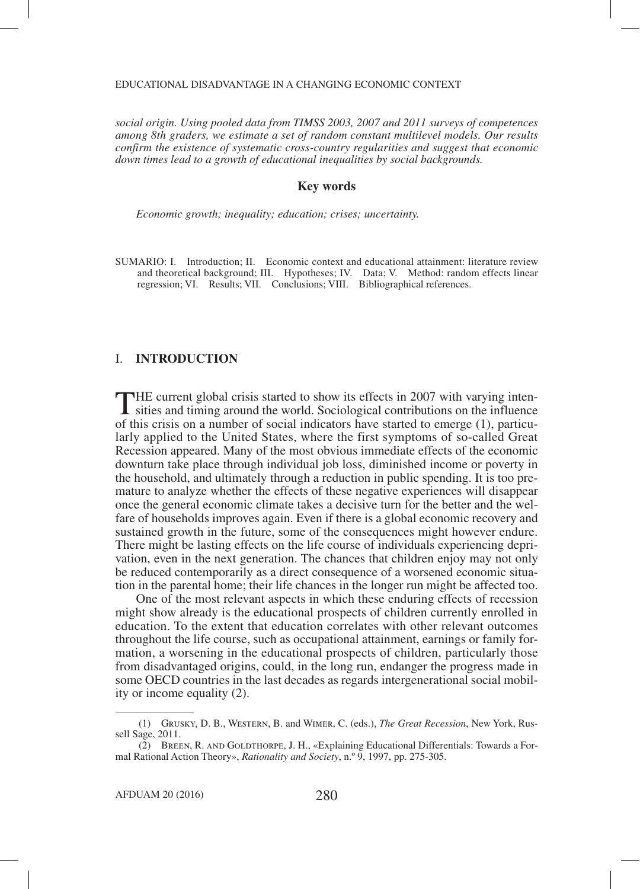*social origin. Using pooled data from TIMSS 2003, 2007 and 2011 surveys of competences among 8th graders, we estimate a set of random constant multilevel models. Our results confirm the existence of systematic cross-country regularities and suggest that economic down times lead to a growth of educational inequalities by social backgrounds.*

**Key words**

*Economic growth; inequality; education; crises; uncertainty.*

SUMARIO: I. Introduction; II. Economic context and educational attainment: literature review and theoretical background; III. Hypotheses; IV. Data; V. Method: random effects linear regression; VI. Results; VII. Conclusions; VIII. Bibliographical references.

## I. INTRODUCTION

The current global crisis started to show its effects in 2007 with varying intensities and timing around the world. Sociological contributions on the influence of this crisis on a number of social indicators have started to emerge (1), particularly applied to the United States, where the first symptoms of so-called Great Recession appeared. Many of the most obvious immediate effects of the economic downturn take place through individual job loss, diminished income or poverty in the household, and ultimately through a reduction in public spending. It is too premature to analyze whether the effects of these negative experiences will disappear once the general economic climate takes a decisive turn for the better and the welfare of households improves again. Even if there is a global economic recovery and sustained growth in the future, some of the consequences might however endure. There might be lasting effects on the life course of individuals experiencing deprivation, even in the next generation. The chances that children enjoy may not only be reduced contemporarily as a direct consequence of a worsened economic situation in the parental home; their life chances in the longer run might be affected too.

One of the most relevant aspects in which these enduring effects of recession might show already is the educational prospects of children currently enrolled in education. To the extent that education correlates with other relevant outcomes throughout the life course, such as occupational attainment, earnings or family formation, a worsening in the educational prospects of children, particularly those from disadvantaged origins, could, in the long run, endanger the progress made in some OECD countries in the last decades as regards intergenerational social mobility or income equality (2).

(1) Grusky, D. B., Western, B. and Wimer, C. (eds.), *The Great Recession*, New York, Russell Sage, 2011.

(2) Breen, R. and Goldthorpe, J. H., «Explaining Educational Differentials: Towards a Formal Rational Action Theory», *Rationality and Society*, n.º 9, 1997, pp. 275-305.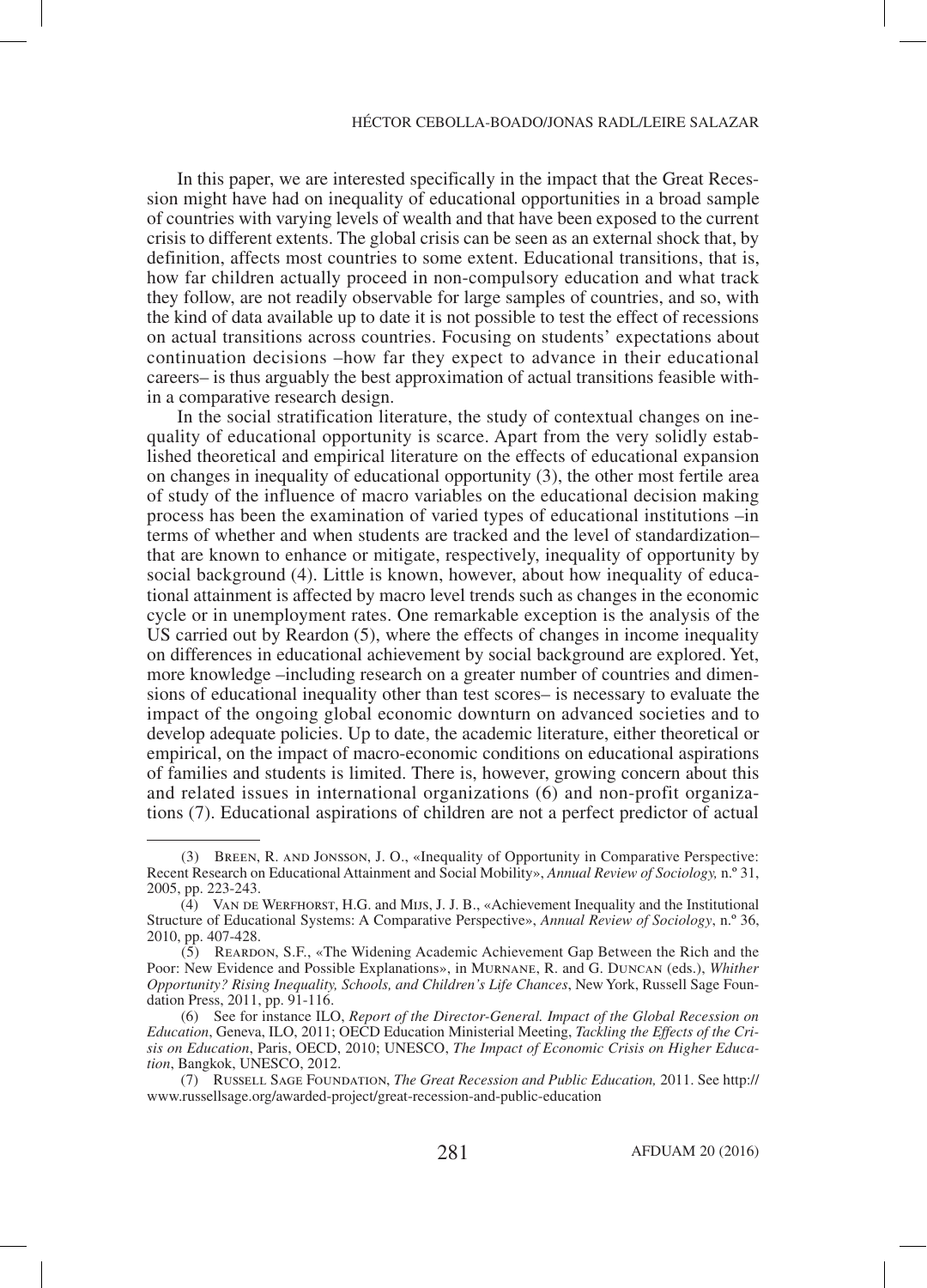In this paper, we are interested specifically in the impact that the Great Recession might have had on inequality of educational opportunities in a broad sample of countries with varying levels of wealth and that have been exposed to the current crisis to different extents. The global crisis can be seen as an external shock that, by definition, affects most countries to some extent. Educational transitions, that is, how far children actually proceed in non-compulsory education and what track they follow, are not readily observable for large samples of countries, and so, with the kind of data available up to date it is not possible to test the effect of recessions on actual transitions across countries. Focusing on students' expectations about continuation decisions –how far they expect to advance in their educational careers– is thus arguably the best approximation of actual transitions feasible within a comparative research design.

In the social stratification literature, the study of contextual changes on inequality of educational opportunity is scarce. Apart from the very solidly established theoretical and empirical literature on the effects of educational expansion on changes in inequality of educational opportunity (3), the other most fertile area of study of the influence of macro variables on the educational decision making process has been the examination of varied types of educational institutions –in terms of whether and when students are tracked and the level of standardization– that are known to enhance or mitigate, respectively, inequality of opportunity by social background (4). Little is known, however, about how inequality of educational attainment is affected by macro level trends such as changes in the economic cycle or in unemployment rates. One remarkable exception is the analysis of the US carried out by Reardon (5), where the effects of changes in income inequality on differences in educational achievement by social background are explored. Yet, more knowledge –including research on a greater number of countries and dimensions of educational inequality other than test scores– is necessary to evaluate the impact of the ongoing global economic downturn on advanced societies and to develop adequate policies. Up to date, the academic literature, either theoretical or empirical, on the impact of macro-economic conditions on educational aspirations of families and students is limited. There is, however, growing concern about this and related issues in international organizations (6) and non-profit organizations (7). Educational aspirations of children are not a perfect predictor of actual

---

(3) Breen, R. and Jonsson, J. O., «Inequality of Opportunity in Comparative Perspective: Recent Research on Educational Attainment and Social Mobility», *Annual Review of Sociology,* n.º 31, 2005, pp. 223-243.

(4) Van de Werfhorst, H.G. and Mijs, J. J. B., «Achievement Inequality and the Institutional Structure of Educational Systems: A Comparative Perspective», *Annual Review of Sociology*, n.º 36, 2010, pp. 407-428.

(5) Reardon, S.F., «The Widening Academic Achievement Gap Between the Rich and the Poor: New Evidence and Possible Explanations», in Murnane, R. and G. Duncan (eds.), *Whither Opportunity? Rising Inequality, Schools, and Children's Life Chances*, New York, Russell Sage Foundation Press, 2011, pp. 91-116.

(6) See for instance ILO, *Report of the Director-General. Impact of the Global Recession on Education*, Geneva, ILO, 2011; OECD Education Ministerial Meeting, *Tackling the Effects of the Crisis on Education*, Paris, OECD, 2010; UNESCO, *The Impact of Economic Crisis on Higher Education*, Bangkok, UNESCO, 2012.

(7) Russell Sage Foundation, *The Great Recession and Public Education,* 2011. See http://www.russellsage.org/awarded-project/great-recession-and-public-education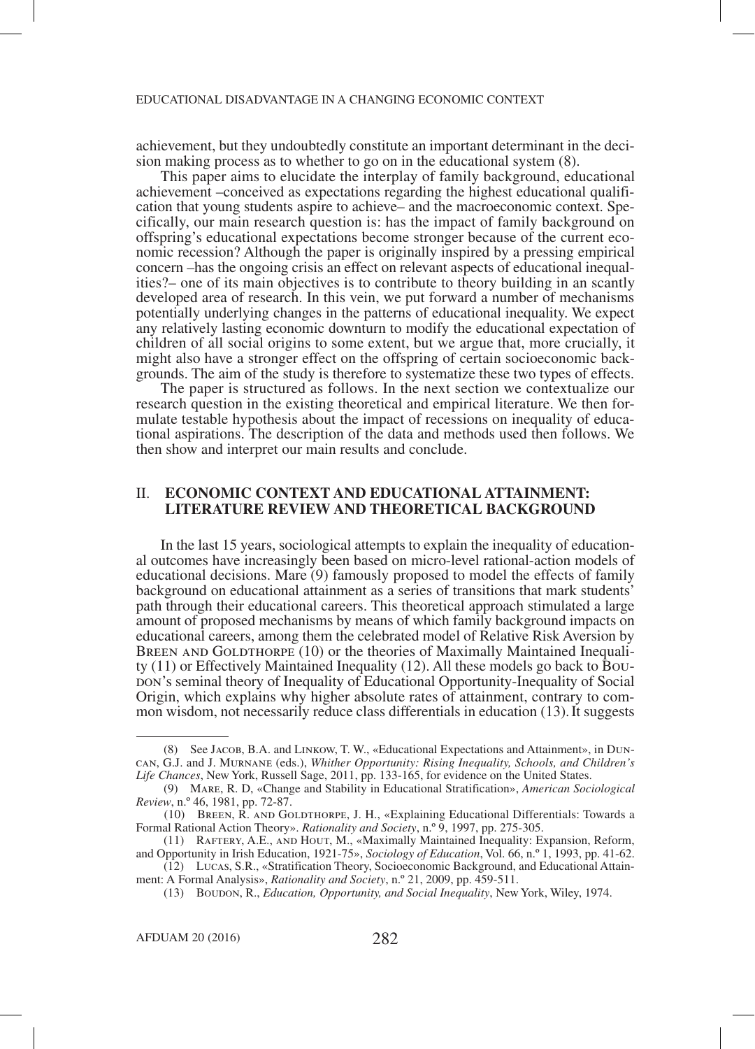achievement, but they undoubtedly constitute an important determinant in the decision making process as to whether to go on in the educational system (8).

This paper aims to elucidate the interplay of family background, educational achievement –conceived as expectations regarding the highest educational qualification that young students aspire to achieve– and the macroeconomic context. Specifically, our main research question is: has the impact of family background on offspring's educational expectations become stronger because of the current economic recession? Although the paper is originally inspired by a pressing empirical concern –has the ongoing crisis an effect on relevant aspects of educational inequalities?– one of its main objectives is to contribute to theory building in an scantly developed area of research. In this vein, we put forward a number of mechanisms potentially underlying changes in the patterns of educational inequality. We expect any relatively lasting economic downturn to modify the educational expectation of children of all social origins to some extent, but we argue that, more crucially, it might also have a stronger effect on the offspring of certain socioeconomic backgrounds. The aim of the study is therefore to systematize these two types of effects.

The paper is structured as follows. In the next section we contextualize our research question in the existing theoretical and empirical literature. We then formulate testable hypothesis about the impact of recessions on inequality of educational aspirations. The description of the data and methods used then follows. We then show and interpret our main results and conclude.

## II. ECONOMIC CONTEXT AND EDUCATIONAL ATTAINMENT: LITERATURE REVIEW AND THEORETICAL BACKGROUND

In the last 15 years, sociological attempts to explain the inequality of educational outcomes have increasingly been based on micro-level rational-action models of educational decisions. Mare (9) famously proposed to model the effects of family background on educational attainment as a series of transitions that mark students' path through their educational careers. This theoretical approach stimulated a large amount of proposed mechanisms by means of which family background impacts on educational careers, among them the celebrated model of Relative Risk Aversion by Breen and Goldthorpe (10) or the theories of Maximally Maintained Inequality (11) or Effectively Maintained Inequality (12). All these models go back to Boudon's seminal theory of Inequality of Educational Opportunity-Inequality of Social Origin, which explains why higher absolute rates of attainment, contrary to common wisdom, not necessarily reduce class differentials in education (13). It suggests

---

(8) See Jacob, B.A. and Linkow, T. W., «Educational Expectations and Attainment», in Duncan, G.J. and J. Murnane (eds.), *Whither Opportunity: Rising Inequality, Schools, and Children's Life Chances*, New York, Russell Sage, 2011, pp. 133-165, for evidence on the United States.

(9) Mare, R. D, «Change and Stability in Educational Stratification», *American Sociological Review*, n.º 46, 1981, pp. 72-87.

(10) Breen, R. and Goldthorpe, J. H., «Explaining Educational Differentials: Towards a Formal Rational Action Theory». *Rationality and Society*, n.º 9, 1997, pp. 275-305.

(11) Raftery, A.E., and Hout, M., «Maximally Maintained Inequality: Expansion, Reform, and Opportunity in Irish Education, 1921-75», *Sociology of Education*, Vol. 66, n.º 1, 1993, pp. 41-62.

(12) Lucas, S.R., «Stratification Theory, Socioeconomic Background, and Educational Attainment: A Formal Analysis», *Rationality and Society*, n.º 21, 2009, pp. 459-511.

(13) Boudon, R., *Education, Opportunity, and Social Inequality*, New York, Wiley, 1974.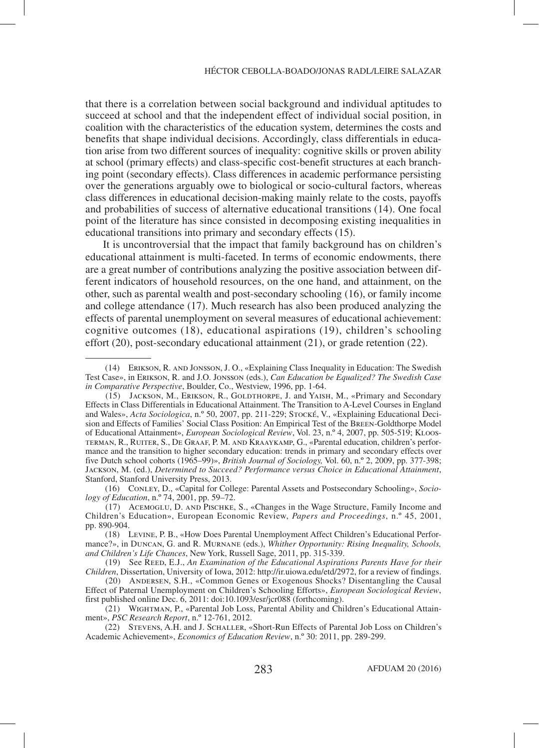that there is a correlation between social background and individual aptitudes to succeed at school and that the independent effect of individual social position, in coalition with the characteristics of the education system, determines the costs and benefits that shape individual decisions. Accordingly, class differentials in education arise from two different sources of inequality: cognitive skills or proven ability at school (primary effects) and class-specific cost-benefit structures at each branching point (secondary effects). Class differences in academic performance persisting over the generations arguably owe to biological or socio-cultural factors, whereas class differences in educational decision-making mainly relate to the costs, payoffs and probabilities of success of alternative educational transitions (14). One focal point of the literature has since consisted in decomposing existing inequalities in educational transitions into primary and secondary effects (15).

It is uncontroversial that the impact that family background has on children's educational attainment is multi-faceted. In terms of economic endowments, there are a great number of contributions analyzing the positive association between different indicators of household resources, on the one hand, and attainment, on the other, such as parental wealth and post-secondary schooling (16), or family income and college attendance (17). Much research has also been produced analyzing the effects of parental unemployment on several measures of educational achievement: cognitive outcomes (18), educational aspirations (19), children's schooling effort (20), post-secondary educational attainment (21), or grade retention (22).

---

(14) Erikson, R. and Jonsson, J. O., «Explaining Class Inequality in Education: The Swedish Test Case», in Erikson, R. and J.O. Jonsson (eds.), *Can Education be Equalized? The Swedish Case in Comparative Perspective*, Boulder, Co., Westview, 1996, pp. 1-64.

(15) Jackson, M., Erikson, R., Goldthorpe, J. and Yaish, M., «Primary and Secondary Effects in Class Differentials in Educational Attainment. The Transition to A-Level Courses in England and Wales», *Acta Sociologica*, n.º 50, 2007, pp. 211-229; Stocké, V., «Explaining Educational Decision and Effects of Families' Social Class Position: An Empirical Test of the Breen-Goldthorpe Model of Educational Attainment», *European Sociological Review*, Vol. 23, n.º 4, 2007, pp. 505-519; Kloosterman, R., Ruiter, S., De Graaf, P. M. and Kraaykamp, G., «Parental education, children's performance and the transition to higher secondary education: trends in primary and secondary effects over five Dutch school cohorts (1965–99)», *British Journal of Sociology,* Vol. 60, n.º 2, 2009, pp. 377-398; Jackson, M. (ed.), *Determined to Succeed? Performance versus Choice in Educational Attainment*, Stanford, Stanford University Press, 2013.

(16) Conley, D., «Capital for College: Parental Assets and Postsecondary Schooling», *Sociology of Education*, n.º 74, 2001, pp. 59–72.

(17) Acemoglu, D. and Pischke, S., «Changes in the Wage Structure, Family Income and Children's Education», European Economic Review, *Papers and Proceedings*, n.º 45, 2001, pp. 890-904.

(18) Levine, P. B., «How Does Parental Unemployment Affect Children's Educational Performance?», in Duncan, G. and R. Murnane (eds.), *Whither Opportunity: Rising Inequality, Schools, and Children's Life Chances*, New York, Russell Sage, 2011, pp. 315-339.

(19) See Reed, E.J., *An Examination of the Educational Aspirations Parents Have for their Children*, Dissertation, University of Iowa, 2012: http://ir.uiowa.edu/etd/2972, for a review of findings.

(20) Andersen, S.H., «Common Genes or Exogenous Shocks? Disentangling the Causal Effect of Paternal Unemployment on Children's Schooling Efforts», *European Sociological Review*, first published online Dec. 6, 2011: doi:10.1093/esr/jcr088 (forthcoming).

(21) Wightman, P., «Parental Job Loss, Parental Ability and Children's Educational Attainment», *PSC Research Report*, n.º 12-761, 2012.

(22) Stevens, A.H. and J. Schaller, «Short-Run Effects of Parental Job Loss on Children's Academic Achievement», *Economics of Education Review*, n.º 30: 2011, pp. 289-299.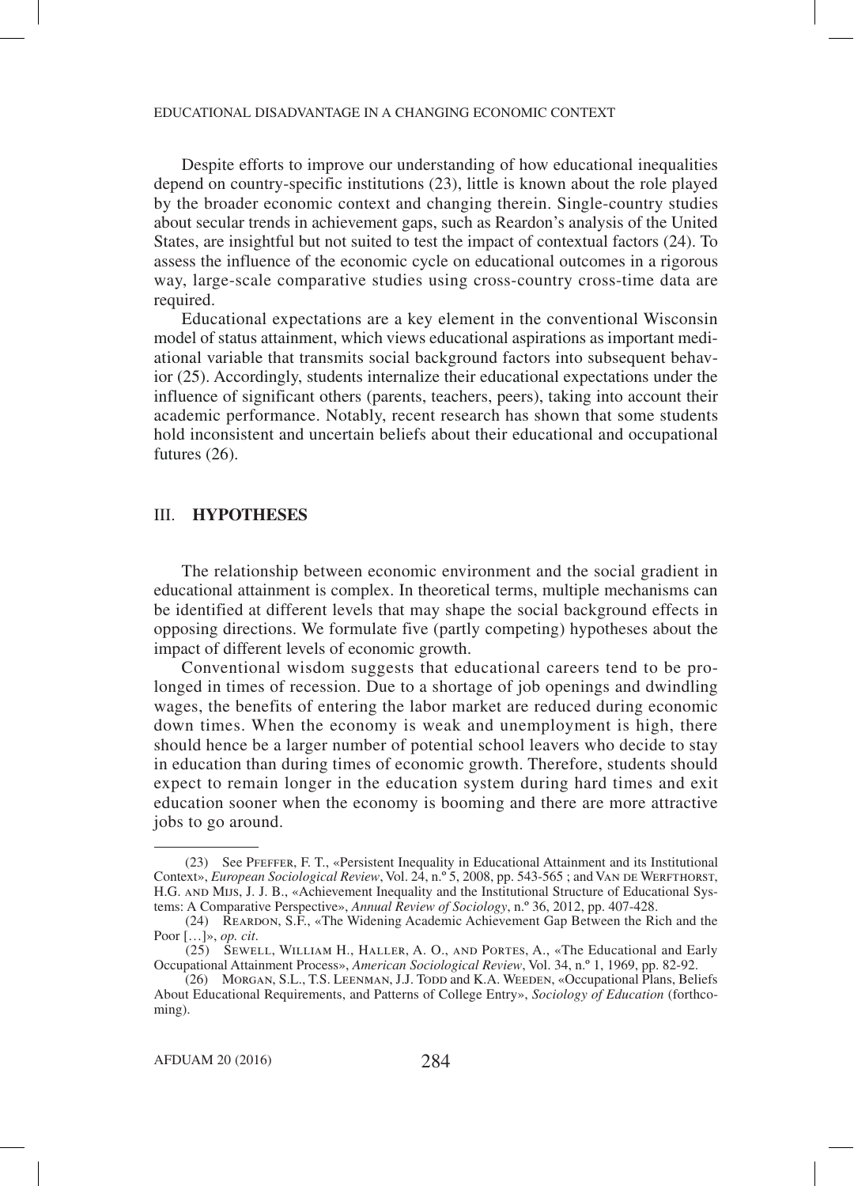Despite efforts to improve our understanding of how educational inequalities depend on country-specific institutions (23), little is known about the role played by the broader economic context and changing therein. Single-country studies about secular trends in achievement gaps, such as Reardon's analysis of the United States, are insightful but not suited to test the impact of contextual factors (24). To assess the influence of the economic cycle on educational outcomes in a rigorous way, large-scale comparative studies using cross-country cross-time data are required.

Educational expectations are a key element in the conventional Wisconsin model of status attainment, which views educational aspirations as important mediational variable that transmits social background factors into subsequent behavior (25). Accordingly, students internalize their educational expectations under the influence of significant others (parents, teachers, peers), taking into account their academic performance. Notably, recent research has shown that some students hold inconsistent and uncertain beliefs about their educational and occupational futures (26).

## III. **HYPOTHESES**

The relationship between economic environment and the social gradient in educational attainment is complex. In theoretical terms, multiple mechanisms can be identified at different levels that may shape the social background effects in opposing directions. We formulate five (partly competing) hypotheses about the impact of different levels of economic growth.

Conventional wisdom suggests that educational careers tend to be prolonged in times of recession. Due to a shortage of job openings and dwindling wages, the benefits of entering the labor market are reduced during economic down times. When the economy is weak and unemployment is high, there should hence be a larger number of potential school leavers who decide to stay in education than during times of economic growth. Therefore, students should expect to remain longer in the education system during hard times and exit education sooner when the economy is booming and there are more attractive jobs to go around.

---

(23) See Pfeffer, F. T., «Persistent Inequality in Educational Attainment and its Institutional Context», *European Sociological Review*, Vol. 24, n.º 5, 2008, pp. 543-565 ; and Van de Werfthorst, H.G. and Mijs, J. J. B., «Achievement Inequality and the Institutional Structure of Educational Systems: A Comparative Perspective», *Annual Review of Sociology*, n.º 36, 2012, pp. 407-428.

(24) Reardon, S.F., «The Widening Academic Achievement Gap Between the Rich and the Poor […]», *op. cit*.

(25) Sewell, William H., Haller, A. O., and Portes, A., «The Educational and Early Occupational Attainment Process», *American Sociological Review*, Vol. 34, n.º 1, 1969, pp. 82-92.

(26) Morgan, S.L., T.S. Leenman, J.J. Todd and K.A. Weeden, «Occupational Plans, Beliefs About Educational Requirements, and Patterns of College Entry», *Sociology of Education* (forthcoming).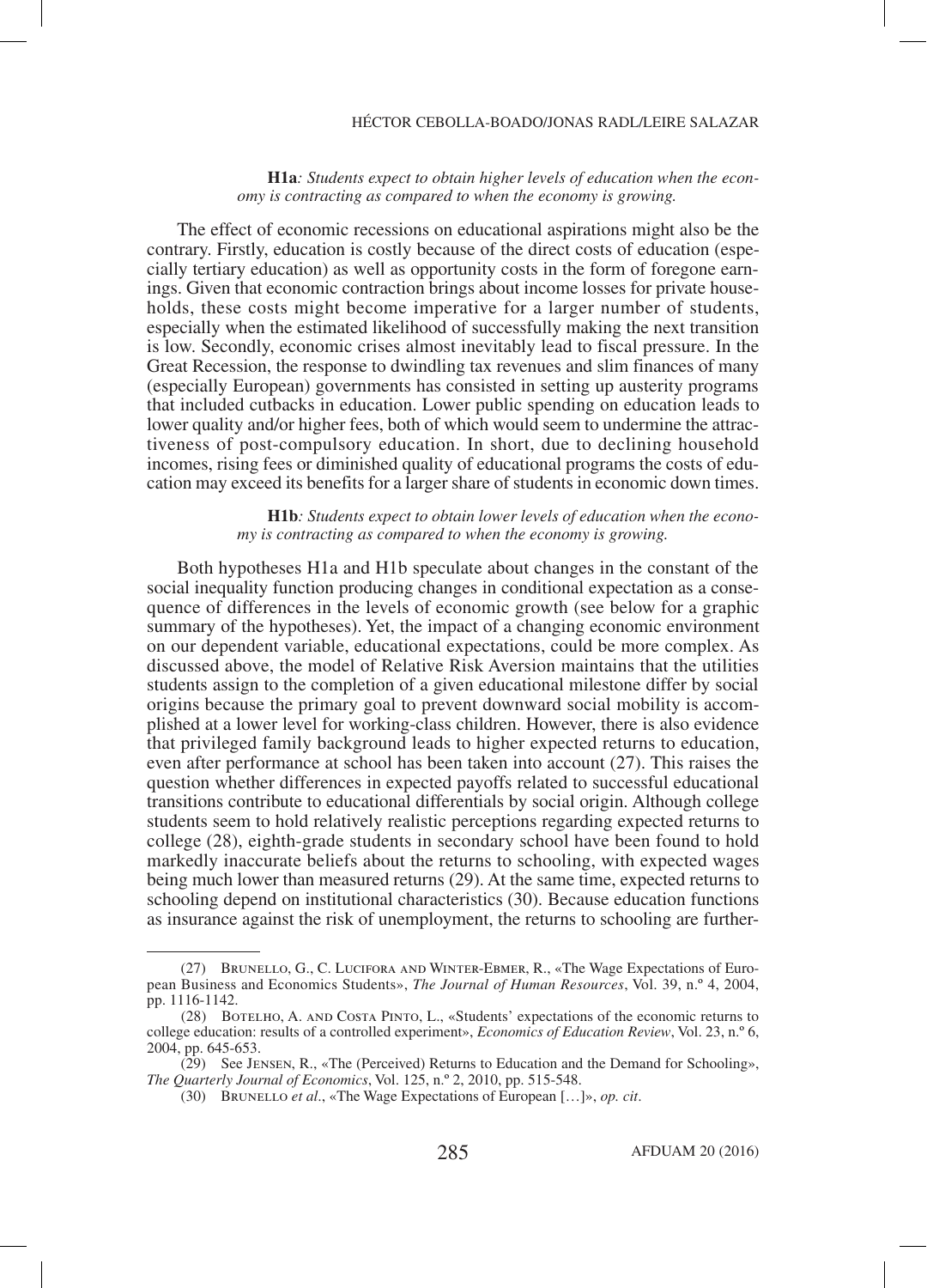**H1a***: Students expect to obtain higher levels of education when the economy is contracting as compared to when the economy is growing.*

The effect of economic recessions on educational aspirations might also be the contrary. Firstly, education is costly because of the direct costs of education (especially tertiary education) as well as opportunity costs in the form of foregone earnings. Given that economic contraction brings about income losses for private households, these costs might become imperative for a larger number of students, especially when the estimated likelihood of successfully making the next transition is low. Secondly, economic crises almost inevitably lead to fiscal pressure. In the Great Recession, the response to dwindling tax revenues and slim finances of many (especially European) governments has consisted in setting up austerity programs that included cutbacks in education. Lower public spending on education leads to lower quality and/or higher fees, both of which would seem to undermine the attractiveness of post-compulsory education. In short, due to declining household incomes, rising fees or diminished quality of educational programs the costs of education may exceed its benefits for a larger share of students in economic down times.

**H1b***: Students expect to obtain lower levels of education when the economy is contracting as compared to when the economy is growing.*

Both hypotheses H1a and H1b speculate about changes in the constant of the social inequality function producing changes in conditional expectation as a consequence of differences in the levels of economic growth (see below for a graphic summary of the hypotheses). Yet, the impact of a changing economic environment on our dependent variable, educational expectations, could be more complex. As discussed above, the model of Relative Risk Aversion maintains that the utilities students assign to the completion of a given educational milestone differ by social origins because the primary goal to prevent downward social mobility is accomplished at a lower level for working-class children. However, there is also evidence that privileged family background leads to higher expected returns to education, even after performance at school has been taken into account (27). This raises the question whether differences in expected payoffs related to successful educational transitions contribute to educational differentials by social origin. Although college students seem to hold relatively realistic perceptions regarding expected returns to college (28), eighth-grade students in secondary school have been found to hold markedly inaccurate beliefs about the returns to schooling, with expected wages being much lower than measured returns (29). At the same time, expected returns to schooling depend on institutional characteristics (30). Because education functions as insurance against the risk of unemployment, the returns to schooling are further-

---

(27) Brunello, G., C. Lucifora and Winter-Ebmer, R., «The Wage Expectations of European Business and Economics Students», *The Journal of Human Resources*, Vol. 39, n.º 4, 2004, pp. 1116-1142.

(28) Botelho, A. and Costa Pinto, L., «Students' expectations of the economic returns to college education: results of a controlled experiment», *Economics of Education Review*, Vol. 23, n.º 6, 2004, pp. 645-653.

(29) See Jensen, R., «The (Perceived) Returns to Education and the Demand for Schooling», *The Quarterly Journal of Economics*, Vol. 125, n.º 2, 2010, pp. 515-548.

(30) Brunello *et al*., «The Wage Expectations of European […]», *op. cit*.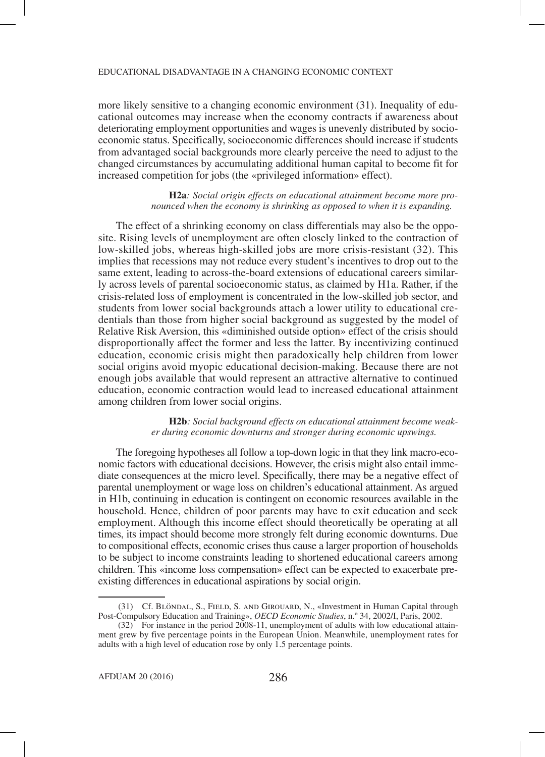more likely sensitive to a changing economic environment (31). Inequality of educational outcomes may increase when the economy contracts if awareness about deteriorating employment opportunities and wages is unevenly distributed by socioeconomic status. Specifically, socioeconomic differences should increase if students from advantaged social backgrounds more clearly perceive the need to adjust to the changed circumstances by accumulating additional human capital to become fit for increased competition for jobs (the «privileged information» effect).

> **H2a***: Social origin effects on educational attainment become more pronounced when the economy is shrinking as opposed to when it is expanding.*

The effect of a shrinking economy on class differentials may also be the opposite. Rising levels of unemployment are often closely linked to the contraction of low-skilled jobs, whereas high-skilled jobs are more crisis-resistant (32). This implies that recessions may not reduce every student's incentives to drop out to the same extent, leading to across-the-board extensions of educational careers similarly across levels of parental socioeconomic status, as claimed by H1a. Rather, if the crisis-related loss of employment is concentrated in the low-skilled job sector, and students from lower social backgrounds attach a lower utility to educational credentials than those from higher social background as suggested by the model of Relative Risk Aversion, this «diminished outside option» effect of the crisis should disproportionally affect the former and less the latter. By incentivizing continued education, economic crisis might then paradoxically help children from lower social origins avoid myopic educational decision-making. Because there are not enough jobs available that would represent an attractive alternative to continued education, economic contraction would lead to increased educational attainment among children from lower social origins.

> **H2b***: Social background effects on educational attainment become weaker during economic downturns and stronger during economic upswings.*

The foregoing hypotheses all follow a top-down logic in that they link macro-economic factors with educational decisions. However, the crisis might also entail immediate consequences at the micro level. Specifically, there may be a negative effect of parental unemployment or wage loss on children's educational attainment. As argued in H1b, continuing in education is contingent on economic resources available in the household. Hence, children of poor parents may have to exit education and seek employment. Although this income effect should theoretically be operating at all times, its impact should become more strongly felt during economic downturns. Due to compositional effects, economic crises thus cause a larger proportion of households to be subject to income constraints leading to shortened educational careers among children. This «income loss compensation» effect can be expected to exacerbate preexisting differences in educational aspirations by social origin.

---

(31) Cf. Blöndal, S., Field, S. and Girouard, N., «Investment in Human Capital through Post-Compulsory Education and Training», *OECD Economic Studies*, n.º 34, 2002/I, Paris, 2002.

(32) For instance in the period 2008-11, unemployment of adults with low educational attainment grew by five percentage points in the European Union. Meanwhile, unemployment rates for adults with a high level of education rose by only 1.5 percentage points.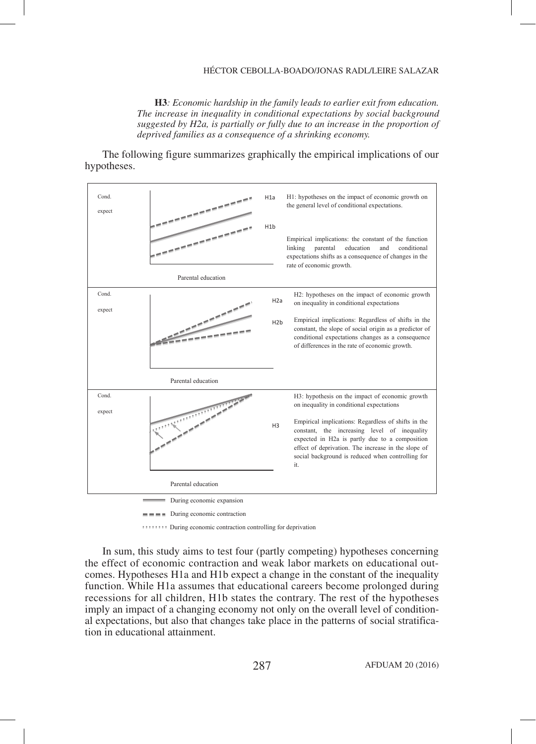**H3***: Economic hardship in the family leads to earlier exit from education. The increase in inequality in conditional expectations by social background suggested by H2a, is partially or fully due to an increase in the proportion of deprived families as a consequence of a shrinking economy.*

The following figure summarizes graphically the empirical implications of our hypotheses.

| Graph | Hypotheses | Description |
|---|---|---|
| Cond. expect / Parental education | H1a, H1b | H1: hypotheses on the impact of economic growth on the general level of conditional expectations. Empirical implications: the constant of the function linking parental education and conditional expectations shifts as a consequence of changes in the rate of economic growth. |
| Cond. expect / Parental education | H2a, H2b | H2: hypotheses on the impact of economic growth on inequality in conditional expectations. Empirical implications: Regardless of shifts in the constant, the slope of social origin as a predictor of conditional expectations changes as a consequence of differences in the rate of economic growth. |
| Cond. expect / Parental education | H3 | H3: hypothesis on the impact of economic growth on inequality in conditional expectations. Empirical implications: Regardless of shifts in the constant, the increasing level of inequality expected in H2a is partly due to a composition effect of deprivation. The increase in the slope of social background is reduced when controlling for it. |

Legend:
- During economic expansion (solid line)
- During economic contraction (dashed line)
- During economic contraction controlling for deprivation (dotted line)

In sum, this study aims to test four (partly competing) hypotheses concerning the effect of economic contraction and weak labor markets on educational outcomes. Hypotheses H1a and H1b expect a change in the constant of the inequality function. While H1a assumes that educational careers become prolonged during recessions for all children, H1b states the contrary. The rest of the hypotheses imply an impact of a changing economy not only on the overall level of conditional expectations, but also that changes take place in the patterns of social stratification in educational attainment.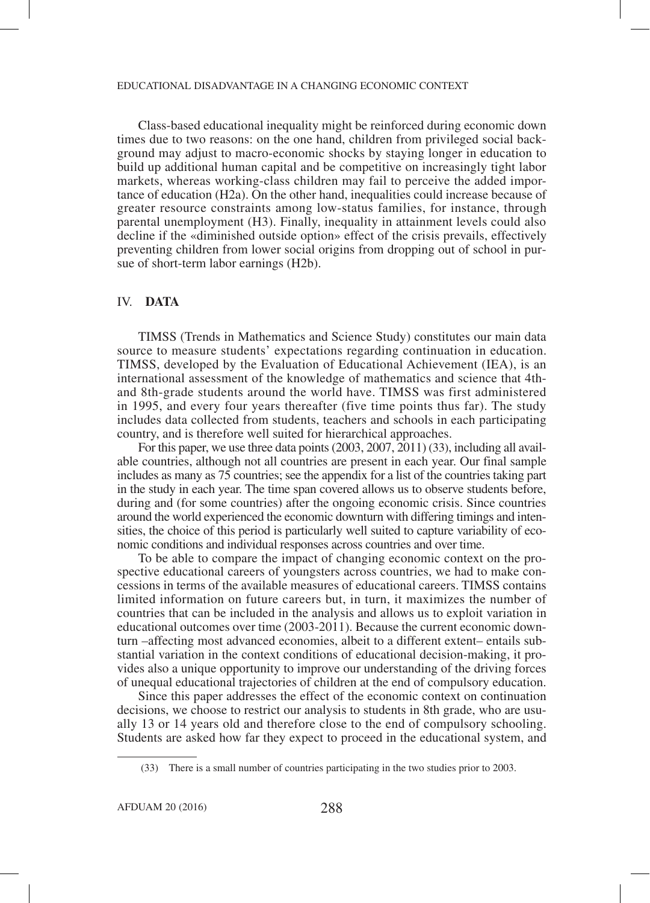Class-based educational inequality might be reinforced during economic down times due to two reasons: on the one hand, children from privileged social background may adjust to macro-economic shocks by staying longer in education to build up additional human capital and be competitive on increasingly tight labor markets, whereas working-class children may fail to perceive the added importance of education (H2a). On the other hand, inequalities could increase because of greater resource constraints among low-status families, for instance, through parental unemployment (H3). Finally, inequality in attainment levels could also decline if the «diminished outside option» effect of the crisis prevails, effectively preventing children from lower social origins from dropping out of school in pursue of short-term labor earnings (H2b).

## IV. DATA

TIMSS (Trends in Mathematics and Science Study) constitutes our main data source to measure students' expectations regarding continuation in education. TIMSS, developed by the Evaluation of Educational Achievement (IEA), is an international assessment of the knowledge of mathematics and science that 4th- and 8th-grade students around the world have. TIMSS was first administered in 1995, and every four years thereafter (five time points thus far). The study includes data collected from students, teachers and schools in each participating country, and is therefore well suited for hierarchical approaches.

For this paper, we use three data points (2003, 2007, 2011) (33), including all available countries, although not all countries are present in each year. Our final sample includes as many as 75 countries; see the appendix for a list of the countries taking part in the study in each year. The time span covered allows us to observe students before, during and (for some countries) after the ongoing economic crisis. Since countries around the world experienced the economic downturn with differing timings and intensities, the choice of this period is particularly well suited to capture variability of economic conditions and individual responses across countries and over time.

To be able to compare the impact of changing economic context on the prospective educational careers of youngsters across countries, we had to make concessions in terms of the available measures of educational careers. TIMSS contains limited information on future careers but, in turn, it maximizes the number of countries that can be included in the analysis and allows us to exploit variation in educational outcomes over time (2003-2011). Because the current economic downturn –affecting most advanced economies, albeit to a different extent– entails substantial variation in the context conditions of educational decision-making, it provides also a unique opportunity to improve our understanding of the driving forces of unequal educational trajectories of children at the end of compulsory education.

Since this paper addresses the effect of the economic context on continuation decisions, we choose to restrict our analysis to students in 8th grade, who are usually 13 or 14 years old and therefore close to the end of compulsory schooling. Students are asked how far they expect to proceed in the educational system, and

(33) There is a small number of countries participating in the two studies prior to 2003.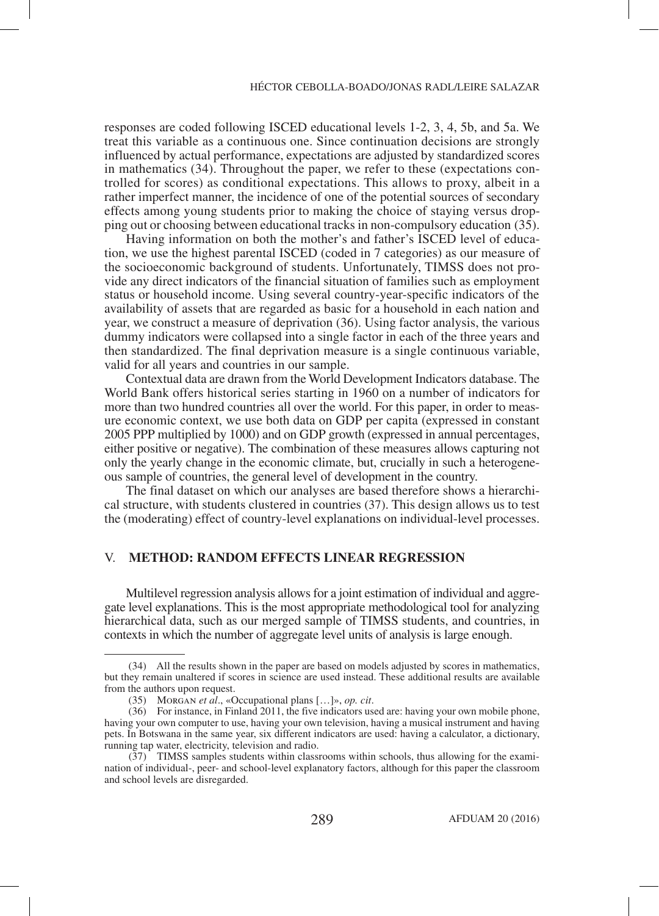responses are coded following ISCED educational levels 1-2, 3, 4, 5b, and 5a. We treat this variable as a continuous one. Since continuation decisions are strongly influenced by actual performance, expectations are adjusted by standardized scores in mathematics (34). Throughout the paper, we refer to these (expectations controlled for scores) as conditional expectations. This allows to proxy, albeit in a rather imperfect manner, the incidence of one of the potential sources of secondary effects among young students prior to making the choice of staying versus dropping out or choosing between educational tracks in non-compulsory education (35).

Having information on both the mother's and father's ISCED level of education, we use the highest parental ISCED (coded in 7 categories) as our measure of the socioeconomic background of students. Unfortunately, TIMSS does not provide any direct indicators of the financial situation of families such as employment status or household income. Using several country-year-specific indicators of the availability of assets that are regarded as basic for a household in each nation and year, we construct a measure of deprivation (36). Using factor analysis, the various dummy indicators were collapsed into a single factor in each of the three years and then standardized. The final deprivation measure is a single continuous variable, valid for all years and countries in our sample.

Contextual data are drawn from the World Development Indicators database. The World Bank offers historical series starting in 1960 on a number of indicators for more than two hundred countries all over the world. For this paper, in order to measure economic context, we use both data on GDP per capita (expressed in constant 2005 PPP multiplied by 1000) and on GDP growth (expressed in annual percentages, either positive or negative). The combination of these measures allows capturing not only the yearly change in the economic climate, but, crucially in such a heterogeneous sample of countries, the general level of development in the country.

The final dataset on which our analyses are based therefore shows a hierarchical structure, with students clustered in countries (37). This design allows us to test the (moderating) effect of country-level explanations on individual-level processes.

## V. METHOD: RANDOM EFFECTS LINEAR REGRESSION

Multilevel regression analysis allows for a joint estimation of individual and aggregate level explanations. This is the most appropriate methodological tool for analyzing hierarchical data, such as our merged sample of TIMSS students, and countries, in contexts in which the number of aggregate level units of analysis is large enough.

---

(34) All the results shown in the paper are based on models adjusted by scores in mathematics, but they remain unaltered if scores in science are used instead. These additional results are available from the authors upon request.

(35) Morgan *et al*., «Occupational plans […]», *op. cit*.

(36) For instance, in Finland 2011, the five indicators used are: having your own mobile phone, having your own computer to use, having your own television, having a musical instrument and having pets. In Botswana in the same year, six different indicators are used: having a calculator, a dictionary, running tap water, electricity, television and radio.

(37) TIMSS samples students within classrooms within schools, thus allowing for the examination of individual-, peer- and school-level explanatory factors, although for this paper the classroom and school levels are disregarded.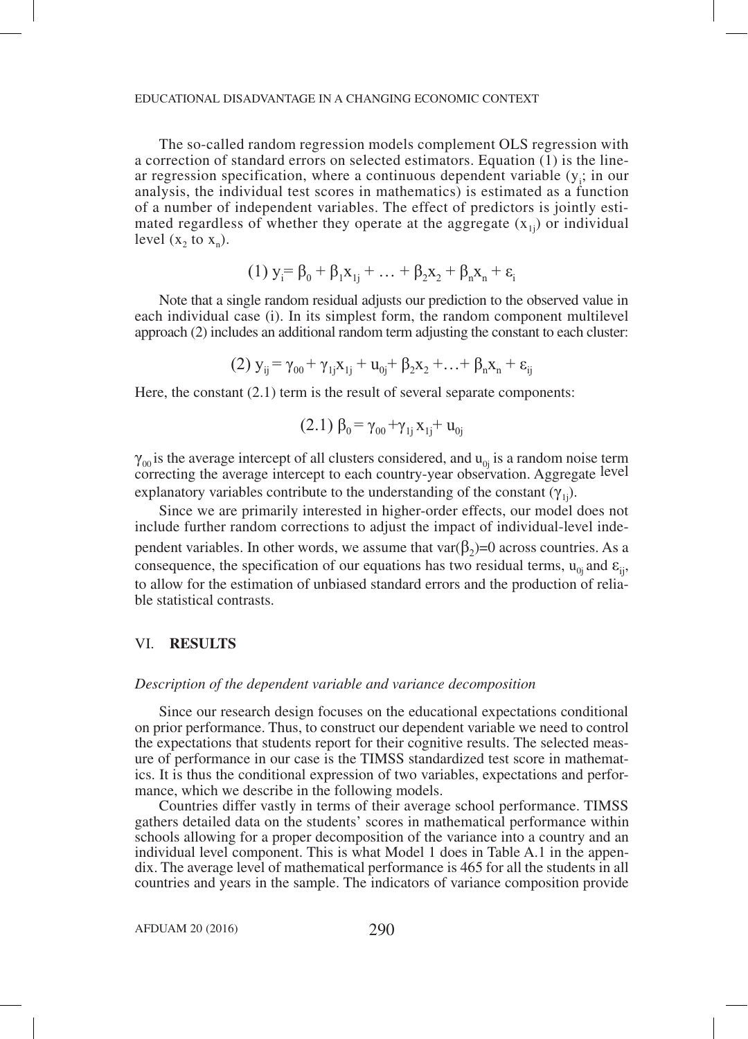The so-called random regression models complement OLS regression with a correction of standard errors on selected estimators. Equation (1) is the linear regression specification, where a continuous dependent variable ($y_i$; in our analysis, the individual test scores in mathematics) is estimated as a function of a number of independent variables. The effect of predictors is jointly estimated regardless of whether they operate at the aggregate ($x_{1j}$) or individual level ($x_2$ to $x_n$).

$$(1)\ y_i = \beta_0 + \beta_1 x_{1j} + \ldots + \beta_2 x_2 + \beta_n x_n + \varepsilon_i$$

Note that a single random residual adjusts our prediction to the observed value in each individual case (i). In its simplest form, the random component multilevel approach (2) includes an additional random term adjusting the constant to each cluster:

$$(2)\ y_{ij} = \gamma_{00} + \gamma_{1j} x_{1j} + u_{0j} + \beta_2 x_2 + \ldots + \beta_n x_n + \varepsilon_{ij}$$

Here, the constant (2.1) term is the result of several separate components:

$$(2.1)\ \beta_0 = \gamma_{00} + \gamma_{1j} x_{1j} + u_{0j}$$

$\gamma_{00}$ is the average intercept of all clusters considered, and $u_{0j}$ is a random noise term correcting the average intercept to each country-year observation. Aggregate level explanatory variables contribute to the understanding of the constant ($\gamma_{1j}$).

Since we are primarily interested in higher-order effects, our model does not include further random corrections to adjust the impact of individual-level independent variables. In other words, we assume that var($\beta_2$)=0 across countries. As a consequence, the specification of our equations has two residual terms, $u_{0j}$ and $\varepsilon_{ij}$, to allow for the estimation of unbiased standard errors and the production of reliable statistical contrasts.

## VI. RESULTS

### *Description of the dependent variable and variance decomposition*

Since our research design focuses on the educational expectations conditional on prior performance. Thus, to construct our dependent variable we need to control the expectations that students report for their cognitive results. The selected measure of performance in our case is the TIMSS standardized test score in mathematics. It is thus the conditional expression of two variables, expectations and performance, which we describe in the following models.

Countries differ vastly in terms of their average school performance. TIMSS gathers detailed data on the students' scores in mathematical performance within schools allowing for a proper decomposition of the variance into a country and an individual level component. This is what Model 1 does in Table A.1 in the appendix. The average level of mathematical performance is 465 for all the students in all countries and years in the sample. The indicators of variance composition provide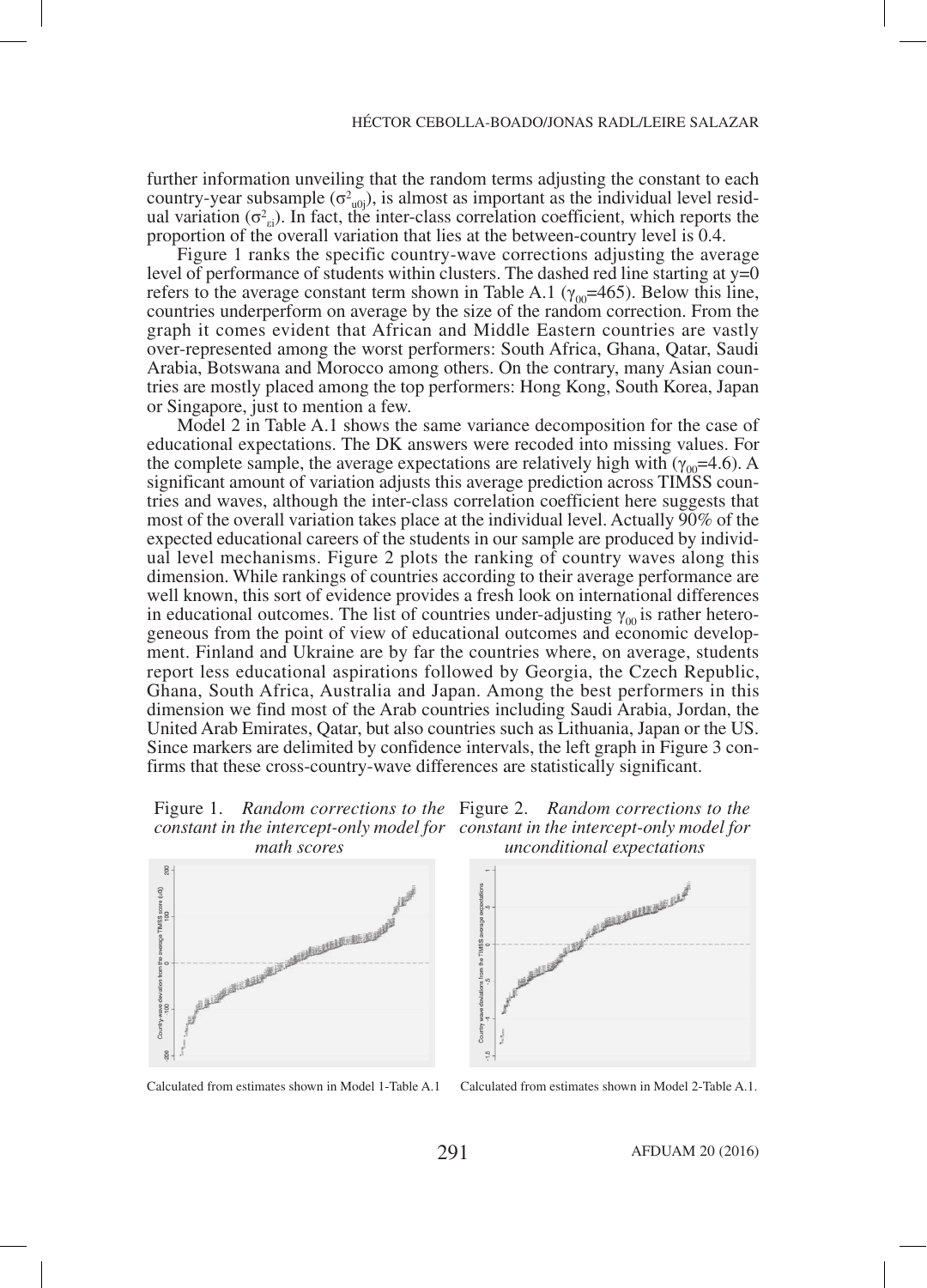further information unveiling that the random terms adjusting the constant to each country-year subsample ($\sigma^2_{u0j}$), is almost as important as the individual level residual variation ($\sigma^2_{\varepsilon i}$). In fact, the inter-class correlation coefficient, which reports the proportion of the overall variation that lies at the between-country level is 0.4.

Figure 1 ranks the specific country-wave corrections adjusting the average level of performance of students within clusters. The dashed red line starting at y=0 refers to the average constant term shown in Table A.1 ($\gamma_{00}$=465). Below this line, countries underperform on average by the size of the random correction. From the graph it comes evident that African and Middle Eastern countries are vastly over-represented among the worst performers: South Africa, Ghana, Qatar, Saudi Arabia, Botswana and Morocco among others. On the contrary, many Asian countries are mostly placed among the top performers: Hong Kong, South Korea, Japan or Singapore, just to mention a few.

Model 2 in Table A.1 shows the same variance decomposition for the case of educational expectations. The DK answers were recoded into missing values. For the complete sample, the average expectations are relatively high with ($\gamma_{00}$=4.6). A significant amount of variation adjusts this average prediction across TIMSS countries and waves, although the inter-class correlation coefficient here suggests that most of the overall variation takes place at the individual level. Actually 90% of the expected educational careers of the students in our sample are produced by individual level mechanisms. Figure 2 plots the ranking of country waves along this dimension. While rankings of countries according to their average performance are well known, this sort of evidence provides a fresh look on international differences in educational outcomes. The list of countries under-adjusting $\gamma_{00}$ is rather heterogeneous from the point of view of educational outcomes and economic development. Finland and Ukraine are by far the countries where, on average, students report less educational aspirations followed by Georgia, the Czech Republic, Ghana, South Africa, Australia and Japan. Among the best performers in this dimension we find most of the Arab countries including Saudi Arabia, Jordan, the United Arab Emirates, Qatar, but also countries such as Lithuania, Japan or the US. Since markers are delimited by confidence intervals, the left graph in Figure 3 confirms that these cross-country-wave differences are statistically significant.

Figure 1. *Random corrections to the constant in the intercept-only model for math scores*

Calculated from estimates shown in Model 1-Table A.1

Figure 2. *Random corrections to the constant in the intercept-only model for unconditional expectations*

Calculated from estimates shown in Model 2-Table A.1.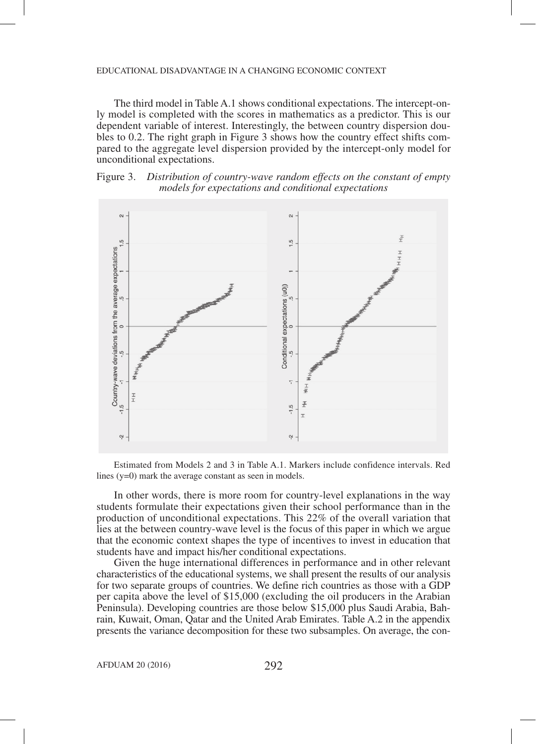The third model in Table A.1 shows conditional expectations. The intercept-only model is completed with the scores in mathematics as a predictor. This is our dependent variable of interest. Interestingly, the between country dispersion doubles to 0.2. The right graph in Figure 3 shows how the country effect shifts compared to the aggregate level dispersion provided by the intercept-only model for unconditional expectations.

Figure 3. *Distribution of country-wave random effects on the constant of empty models for expectations and conditional expectations*

Estimated from Models 2 and 3 in Table A.1. Markers include confidence intervals. Red lines (y=0) mark the average constant as seen in models.

In other words, there is more room for country-level explanations in the way students formulate their expectations given their school performance than in the production of unconditional expectations. This 22% of the overall variation that lies at the between country-wave level is the focus of this paper in which we argue that the economic context shapes the type of incentives to invest in education that students have and impact his/her conditional expectations.

Given the huge international differences in performance and in other relevant characteristics of the educational systems, we shall present the results of our analysis for two separate groups of countries. We define rich countries as those with a GDP per capita above the level of \$15,000 (excluding the oil producers in the Arabian Peninsula). Developing countries are those below \$15,000 plus Saudi Arabia, Bahrain, Kuwait, Oman, Qatar and the United Arab Emirates. Table A.2 in the appendix presents the variance decomposition for these two subsamples. On average, the con-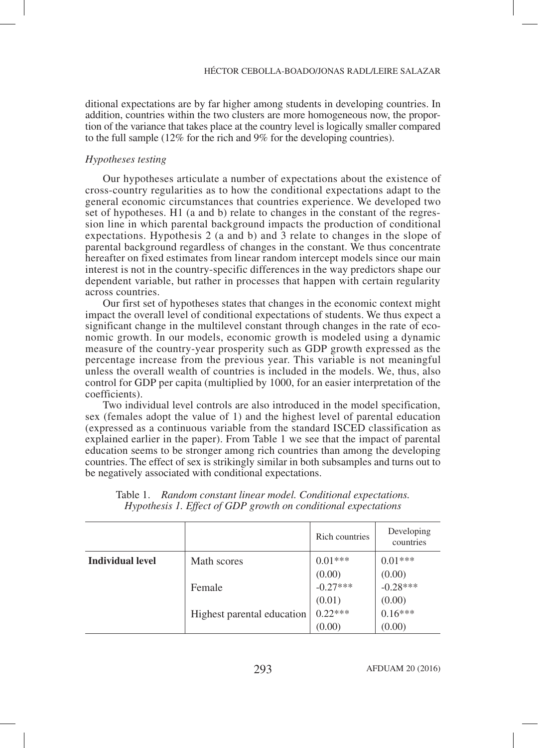ditional expectations are by far higher among students in developing countries. In addition, countries within the two clusters are more homogeneous now, the proportion of the variance that takes place at the country level is logically smaller compared to the full sample (12% for the rich and 9% for the developing countries).

*Hypotheses testing*

Our hypotheses articulate a number of expectations about the existence of cross-country regularities as to how the conditional expectations adapt to the general economic circumstances that countries experience. We developed two set of hypotheses. H1 (a and b) relate to changes in the constant of the regression line in which parental background impacts the production of conditional expectations. Hypothesis 2 (a and b) and 3 relate to changes in the slope of parental background regardless of changes in the constant. We thus concentrate hereafter on fixed estimates from linear random intercept models since our main interest is not in the country-specific differences in the way predictors shape our dependent variable, but rather in processes that happen with certain regularity across countries.

Our first set of hypotheses states that changes in the economic context might impact the overall level of conditional expectations of students. We thus expect a significant change in the multilevel constant through changes in the rate of economic growth. In our models, economic growth is modeled using a dynamic measure of the country-year prosperity such as GDP growth expressed as the percentage increase from the previous year. This variable is not meaningful unless the overall wealth of countries is included in the models. We, thus, also control for GDP per capita (multiplied by 1000, for an easier interpretation of the coefficients).

Two individual level controls are also introduced in the model specification, sex (females adopt the value of 1) and the highest level of parental education (expressed as a continuous variable from the standard ISCED classification as explained earlier in the paper). From Table 1 we see that the impact of parental education seems to be stronger among rich countries than among the developing countries. The effect of sex is strikingly similar in both subsamples and turns out to be negatively associated with conditional expectations.

Table 1. *Random constant linear model. Conditional expectations. Hypothesis 1. Effect of GDP growth on conditional expectations*

| | | Rich countries | Developing countries |
|---|---|---|---|
| **Individual level** | Math scores | 0.01*** | 0.01*** |
| | | (0.00) | (0.00) |
| | Female | -0.27*** | -0.28*** |
| | | (0.01) | (0.00) |
| | Highest parental education | 0.22*** | 0.16*** |
| | | (0.00) | (0.00) |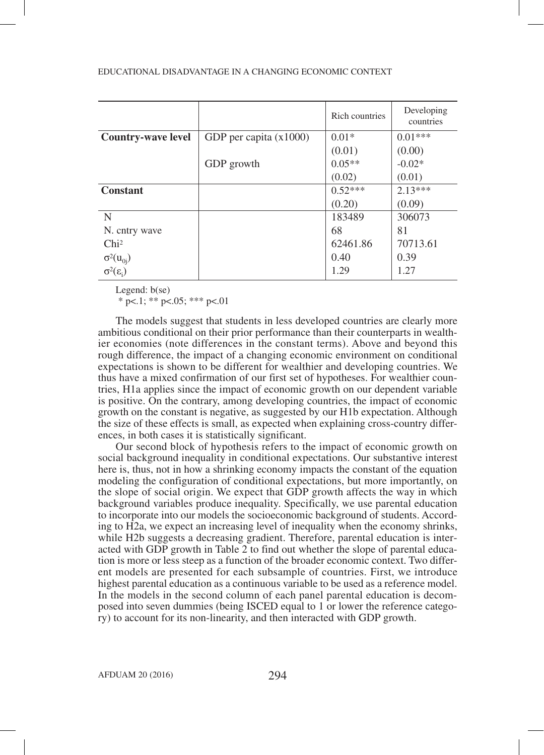| | | Rich countries | Developing countries |
|---|---|---|---|
| **Country-wave level** | GDP per capita (x1000) | 0.01* | 0.01*** |
| | | (0.01) | (0.00) |
| | GDP growth | 0.05** | -0.02* |
| | | (0.02) | (0.01) |
| **Constant** | | 0.52*** | 2.13*** |
| | | (0.20) | (0.09) |
| N | | 183489 | 306073 |
| N. cntry wave | | 68 | 81 |
| $Chi^2$ | | 62461.86 | 70713.61 |
| $\sigma^2(u_{0j})$ | | 0.40 | 0.39 |
| $\sigma^2(\varepsilon_i)$ | | 1.29 | 1.27 |

Legend: b(se)
 * p<.1; ** p<.05; *** p<.01

The models suggest that students in less developed countries are clearly more ambitious conditional on their prior performance than their counterparts in wealthier economies (note differences in the constant terms). Above and beyond this rough difference, the impact of a changing economic environment on conditional expectations is shown to be different for wealthier and developing countries. We thus have a mixed confirmation of our first set of hypotheses. For wealthier countries, H1a applies since the impact of economic growth on our dependent variable is positive. On the contrary, among developing countries, the impact of economic growth on the constant is negative, as suggested by our H1b expectation. Although the size of these effects is small, as expected when explaining cross-country differences, in both cases it is statistically significant.

Our second block of hypothesis refers to the impact of economic growth on social background inequality in conditional expectations. Our substantive interest here is, thus, not in how a shrinking economy impacts the constant of the equation modeling the configuration of conditional expectations, but more importantly, on the slope of social origin. We expect that GDP growth affects the way in which background variables produce inequality. Specifically, we use parental education to incorporate into our models the socioeconomic background of students. According to H2a, we expect an increasing level of inequality when the economy shrinks, while H2b suggests a decreasing gradient. Therefore, parental education is interacted with GDP growth in Table 2 to find out whether the slope of parental education is more or less steep as a function of the broader economic context. Two different models are presented for each subsample of countries. First, we introduce highest parental education as a continuous variable to be used as a reference model. In the models in the second column of each panel parental education is decomposed into seven dummies (being ISCED equal to 1 or lower the reference category) to account for its non-linearity, and then interacted with GDP growth.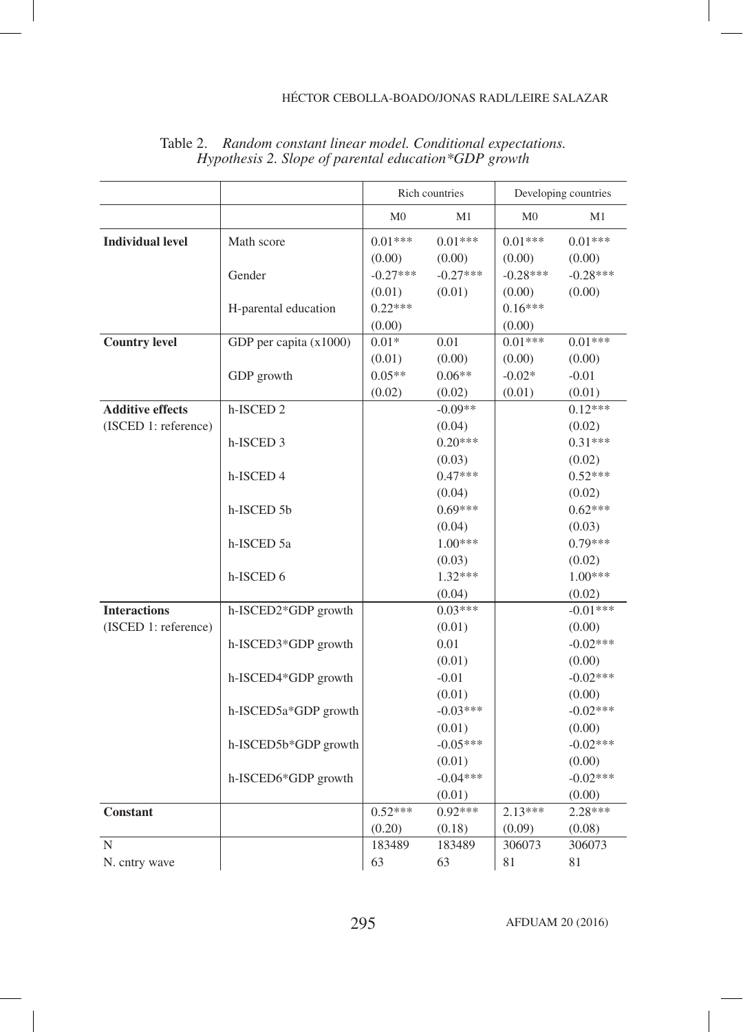Table 2. *Random constant linear model. Conditional expectations. Hypothesis 2. Slope of parental education*GDP growth*

| | | Rich countries | | Developing countries | |
|---|---|---|---|---|---|
| | | M0 | M1 | M0 | M1 |
| **Individual level** | Math score | 0.01*** | 0.01*** | 0.01*** | 0.01*** |
| | | (0.00) | (0.00) | (0.00) | (0.00) |
| | Gender | -0.27*** | -0.27*** | -0.28*** | -0.28*** |
| | | (0.01) | (0.01) | (0.00) | (0.00) |
| | H-parental education | 0.22*** | | 0.16*** | |
| | | (0.00) | | (0.00) | |
| **Country level** | GDP per capita (x1000) | 0.01* | 0.01 | 0.01*** | 0.01*** |
| | | (0.01) | (0.00) | (0.00) | (0.00) |
| | GDP growth | 0.05** | 0.06** | -0.02* | -0.01 |
| | | (0.02) | (0.02) | (0.01) | (0.01) |
| **Additive effects** (ISCED 1: reference) | h-ISCED 2 | | -0.09** | | 0.12*** |
| | | | (0.04) | | (0.02) |
| | h-ISCED 3 | | 0.20*** | | 0.31*** |
| | | | (0.03) | | (0.02) |
| | h-ISCED 4 | | 0.47*** | | 0.52*** |
| | | | (0.04) | | (0.02) |
| | h-ISCED 5b | | 0.69*** | | 0.62*** |
| | | | (0.04) | | (0.03) |
| | h-ISCED 5a | | 1.00*** | | 0.79*** |
| | | | (0.03) | | (0.02) |
| | h-ISCED 6 | | 1.32*** | | 1.00*** |
| | | | (0.04) | | (0.02) |
| **Interactions** (ISCED 1: reference) | h-ISCED2*GDP growth | | 0.03*** | | -0.01*** |
| | | | (0.01) | | (0.00) |
| | h-ISCED3*GDP growth | | 0.01 | | -0.02*** |
| | | | (0.01) | | (0.00) |
| | h-ISCED4*GDP growth | | -0.01 | | -0.02*** |
| | | | (0.01) | | (0.00) |
| | h-ISCED5a*GDP growth | | -0.03*** | | -0.02*** |
| | | | (0.01) | | (0.00) |
| | h-ISCED5b*GDP growth | | -0.05*** | | -0.02*** |
| | | | (0.01) | | (0.00) |
| | h-ISCED6*GDP growth | | -0.04*** | | -0.02*** |
| | | | (0.01) | | (0.00) |
| **Constant** | | 0.52*** | 0.92*** | 2.13*** | 2.28*** |
| | | (0.20) | (0.18) | (0.09) | (0.08) |
| N | | 183489 | 183489 | 306073 | 306073 |
| N. cntry wave | | 63 | 63 | 81 | 81 |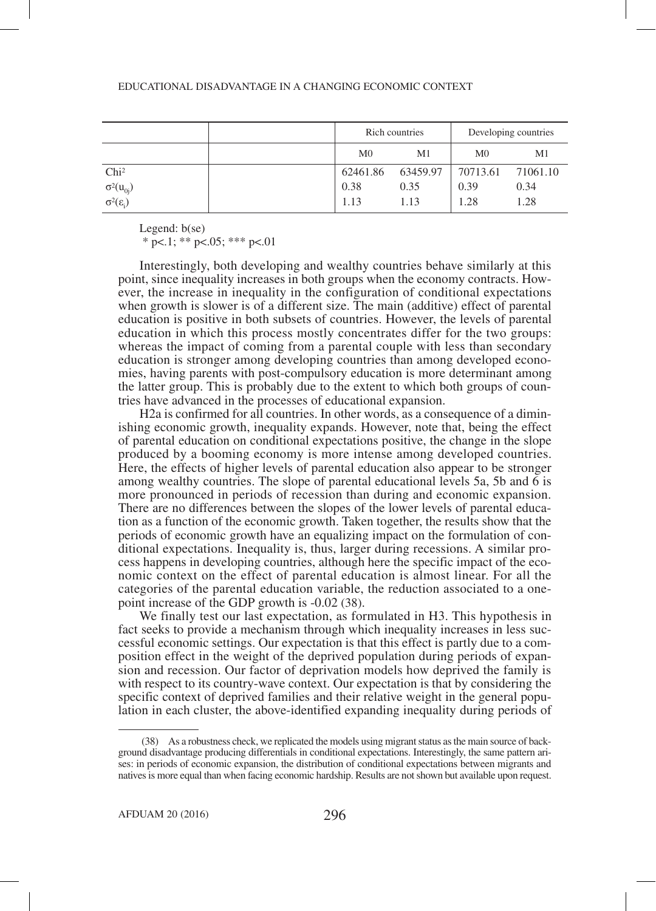| | | Rich countries | | Developing countries | |
|---|---|---|---|---|---|
| | | M0 | M1 | M0 | M1 |
| $Chi^2$ | | 62461.86 | 63459.97 | 70713.61 | 71061.10 |
| $\sigma^2(u_{0j})$ | | 0.38 | 0.35 | 0.39 | 0.34 |
| $\sigma^2(\varepsilon_i)$ | | 1.13 | 1.13 | 1.28 | 1.28 |

Legend: b(se)
 * p<.1; ** p<.05; *** p<.01

Interestingly, both developing and wealthy countries behave similarly at this point, since inequality increases in both groups when the economy contracts. However, the increase in inequality in the configuration of conditional expectations when growth is slower is of a different size. The main (additive) effect of parental education is positive in both subsets of countries. However, the levels of parental education in which this process mostly concentrates differ for the two groups: whereas the impact of coming from a parental couple with less than secondary education is stronger among developing countries than among developed economies, having parents with post-compulsory education is more determinant among the latter group. This is probably due to the extent to which both groups of countries have advanced in the processes of educational expansion.

H2a is confirmed for all countries. In other words, as a consequence of a diminishing economic growth, inequality expands. However, note that, being the effect of parental education on conditional expectations positive, the change in the slope produced by a booming economy is more intense among developed countries. Here, the effects of higher levels of parental education also appear to be stronger among wealthy countries. The slope of parental educational levels 5a, 5b and 6 is more pronounced in periods of recession than during and economic expansion. There are no differences between the slopes of the lower levels of parental education as a function of the economic growth. Taken together, the results show that the periods of economic growth have an equalizing impact on the formulation of conditional expectations. Inequality is, thus, larger during recessions. A similar process happens in developing countries, although here the specific impact of the economic context on the effect of parental education is almost linear. For all the categories of the parental education variable, the reduction associated to a one-point increase of the GDP growth is -0.02 (38).

We finally test our last expectation, as formulated in H3. This hypothesis in fact seeks to provide a mechanism through which inequality increases in less successful economic settings. Our expectation is that this effect is partly due to a composition effect in the weight of the deprived population during periods of expansion and recession. Our factor of deprivation models how deprived the family is with respect to its country-wave context. Our expectation is that by considering the specific context of deprived families and their relative weight in the general population in each cluster, the above-identified expanding inequality during periods of

---

(38) As a robustness check, we replicated the models using migrant status as the main source of background disadvantage producing differentials in conditional expectations. Interestingly, the same pattern arises: in periods of economic expansion, the distribution of conditional expectations between migrants and natives is more equal than when facing economic hardship. Results are not shown but available upon request.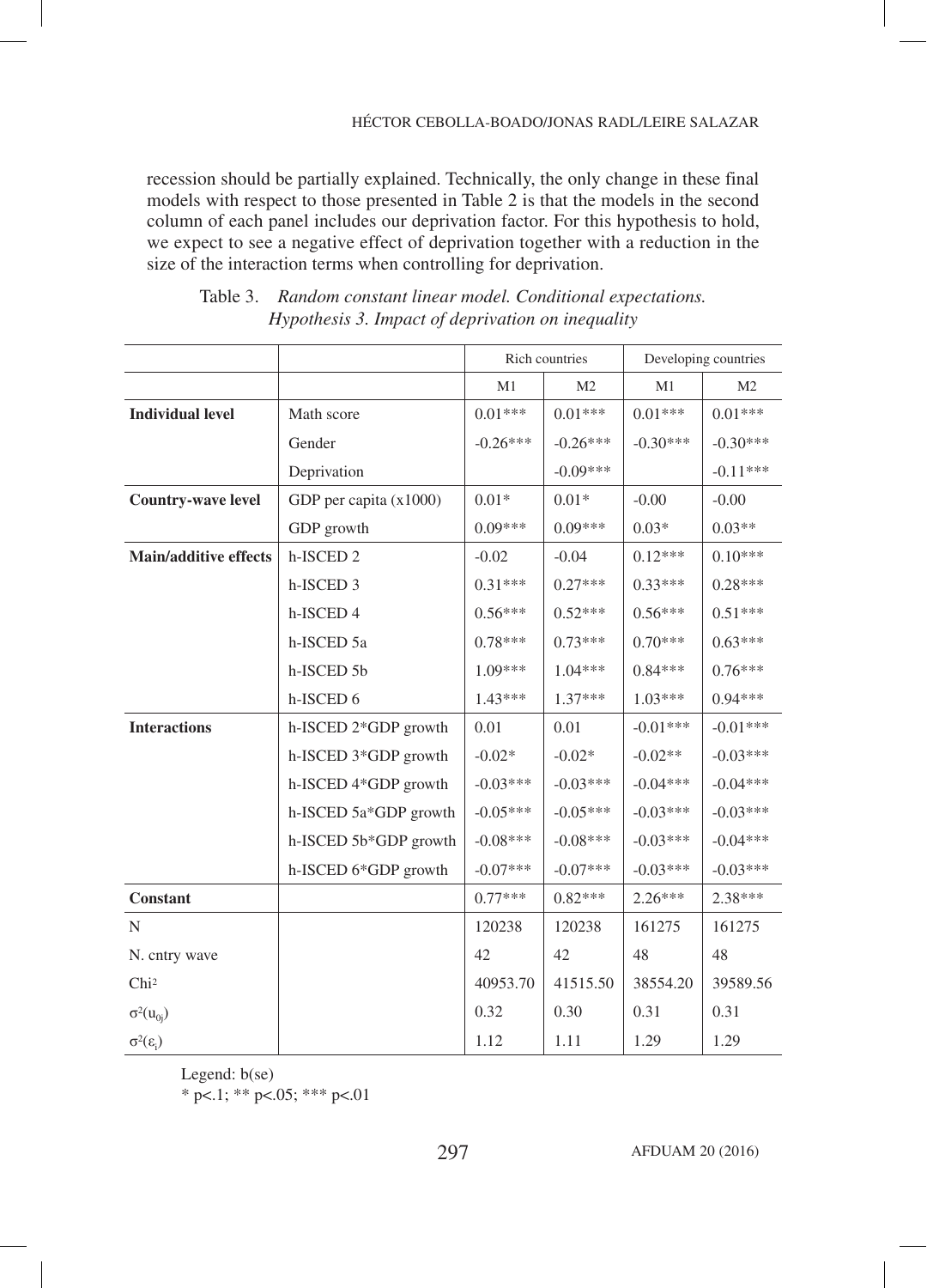recession should be partially explained. Technically, the only change in these final models with respect to those presented in Table 2 is that the models in the second column of each panel includes our deprivation factor. For this hypothesis to hold, we expect to see a negative effect of deprivation together with a reduction in the size of the interaction terms when controlling for deprivation.

Table 3. *Random constant linear model. Conditional expectations. Hypothesis 3. Impact of deprivation on inequality*

| | | Rich countries | | Developing countries | |
|---|---|---|---|---|---|
| | | M1 | M2 | M1 | M2 |
| **Individual level** | Math score | 0.01*** | 0.01*** | 0.01*** | 0.01*** |
| | Gender | -0.26*** | -0.26*** | -0.30*** | -0.30*** |
| | Deprivation | | -0.09*** | | -0.11*** |
| **Country-wave level** | GDP per capita (x1000) | 0.01* | 0.01* | -0.00 | -0.00 |
| | GDP growth | 0.09*** | 0.09*** | 0.03* | 0.03** |
| **Main/additive effects** | h-ISCED 2 | -0.02 | -0.04 | 0.12*** | 0.10*** |
| | h-ISCED 3 | 0.31*** | 0.27*** | 0.33*** | 0.28*** |
| | h-ISCED 4 | 0.56*** | 0.52*** | 0.56*** | 0.51*** |
| | h-ISCED 5a | 0.78*** | 0.73*** | 0.70*** | 0.63*** |
| | h-ISCED 5b | 1.09*** | 1.04*** | 0.84*** | 0.76*** |
| | h-ISCED 6 | 1.43*** | 1.37*** | 1.03*** | 0.94*** |
| **Interactions** | h-ISCED 2*GDP growth | 0.01 | 0.01 | -0.01*** | -0.01*** |
| | h-ISCED 3*GDP growth | -0.02* | -0.02* | -0.02** | -0.03*** |
| | h-ISCED 4*GDP growth | -0.03*** | -0.03*** | -0.04*** | -0.04*** |
| | h-ISCED 5a*GDP growth | -0.05*** | -0.05*** | -0.03*** | -0.03*** |
| | h-ISCED 5b*GDP growth | -0.08*** | -0.08*** | -0.03*** | -0.04*** |
| | h-ISCED 6*GDP growth | -0.07*** | -0.07*** | -0.03*** | -0.03*** |
| **Constant** | | 0.77*** | 0.82*** | 2.26*** | 2.38*** |
| N | | 120238 | 120238 | 161275 | 161275 |
| N. cntry wave | | 42 | 42 | 48 | 48 |
| $Chi^2$ | | 40953.70 | 41515.50 | 38554.20 | 39589.56 |
| $\sigma^2(u_{0j})$ | | 0.32 | 0.30 | 0.31 | 0.31 |
| $\sigma^2(\varepsilon_i)$ | | 1.12 | 1.11 | 1.29 | 1.29 |

Legend: b(se)
* p<.1; ** p<.05; *** p<.01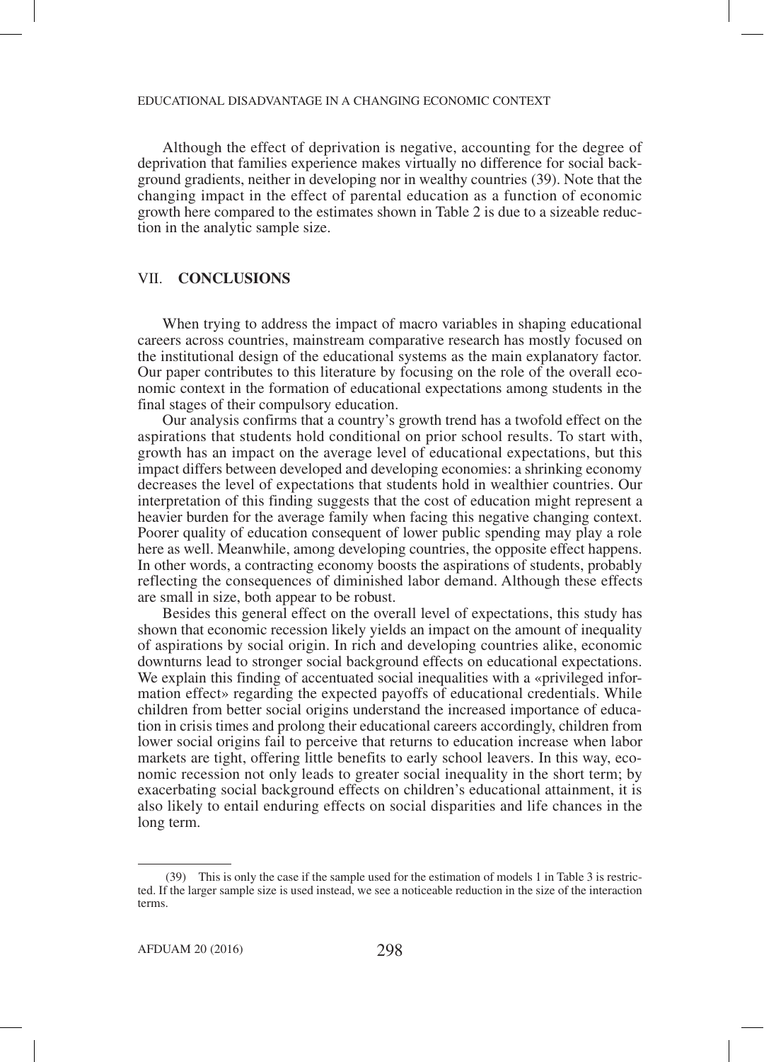Although the effect of deprivation is negative, accounting for the degree of deprivation that families experience makes virtually no difference for social background gradients, neither in developing nor in wealthy countries (39). Note that the changing impact in the effect of parental education as a function of economic growth here compared to the estimates shown in Table 2 is due to a sizeable reduction in the analytic sample size.

## VII. CONCLUSIONS

When trying to address the impact of macro variables in shaping educational careers across countries, mainstream comparative research has mostly focused on the institutional design of the educational systems as the main explanatory factor. Our paper contributes to this literature by focusing on the role of the overall economic context in the formation of educational expectations among students in the final stages of their compulsory education.

Our analysis confirms that a country's growth trend has a twofold effect on the aspirations that students hold conditional on prior school results. To start with, growth has an impact on the average level of educational expectations, but this impact differs between developed and developing economies: a shrinking economy decreases the level of expectations that students hold in wealthier countries. Our interpretation of this finding suggests that the cost of education might represent a heavier burden for the average family when facing this negative changing context. Poorer quality of education consequent of lower public spending may play a role here as well. Meanwhile, among developing countries, the opposite effect happens. In other words, a contracting economy boosts the aspirations of students, probably reflecting the consequences of diminished labor demand. Although these effects are small in size, both appear to be robust.

Besides this general effect on the overall level of expectations, this study has shown that economic recession likely yields an impact on the amount of inequality of aspirations by social origin. In rich and developing countries alike, economic downturns lead to stronger social background effects on educational expectations. We explain this finding of accentuated social inequalities with a «privileged information effect» regarding the expected payoffs of educational credentials. While children from better social origins understand the increased importance of education in crisis times and prolong their educational careers accordingly, children from lower social origins fail to perceive that returns to education increase when labor markets are tight, offering little benefits to early school leavers. In this way, economic recession not only leads to greater social inequality in the short term; by exacerbating social background effects on children's educational attainment, it is also likely to entail enduring effects on social disparities and life chances in the long term.

(39) This is only the case if the sample used for the estimation of models 1 in Table 3 is restricted. If the larger sample size is used instead, we see a noticeable reduction in the size of the interaction terms.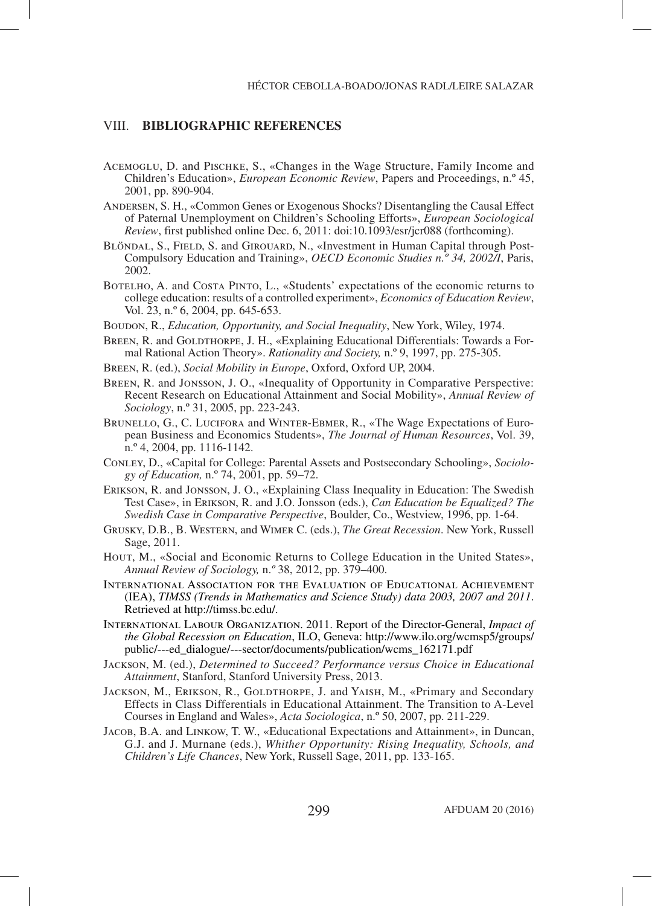## VIII. BIBLIOGRAPHIC REFERENCES

Acemoglu, D. and Pischke, S., «Changes in the Wage Structure, Family Income and Children's Education», *European Economic Review*, Papers and Proceedings, n.º 45, 2001, pp. 890-904.

Andersen, S. H., «Common Genes or Exogenous Shocks? Disentangling the Causal Effect of Paternal Unemployment on Children's Schooling Efforts», *European Sociological Review*, first published online Dec. 6, 2011: doi:10.1093/esr/jcr088 (forthcoming).

Blöndal, S., Field, S. and Girouard, N., «Investment in Human Capital through Post-Compulsory Education and Training», *OECD Economic Studies n.º 34, 2002/I*, Paris, 2002.

Botelho, A. and Costa Pinto, L., «Students' expectations of the economic returns to college education: results of a controlled experiment», *Economics of Education Review*, Vol. 23, n.º 6, 2004, pp. 645-653.

Boudon, R., *Education, Opportunity, and Social Inequality*, New York, Wiley, 1974.

Breen, R. and Goldthorpe, J. H., «Explaining Educational Differentials: Towards a Formal Rational Action Theory». *Rationality and Society,* n.º 9, 1997, pp. 275-305.

Breen, R. (ed.), *Social Mobility in Europe*, Oxford, Oxford UP, 2004.

Breen, R. and Jonsson, J. O., «Inequality of Opportunity in Comparative Perspective: Recent Research on Educational Attainment and Social Mobility», *Annual Review of Sociology*, n.º 31, 2005, pp. 223-243.

Brunello, G., C. Lucifora and Winter-Ebmer, R., «The Wage Expectations of European Business and Economics Students», *The Journal of Human Resources*, Vol. 39, n.º 4, 2004, pp. 1116-1142.

Conley, D., «Capital for College: Parental Assets and Postsecondary Schooling», *Sociology of Education,* n.º 74, 2001, pp. 59–72.

Erikson, R. and Jonsson, J. O., «Explaining Class Inequality in Education: The Swedish Test Case», in Erikson, R. and J.O. Jonsson (eds.), *Can Education be Equalized? The Swedish Case in Comparative Perspective*, Boulder, Co., Westview, 1996, pp. 1-64.

Grusky, D.B., B. Western, and Wimer C. (eds.), *The Great Recession*. New York, Russell Sage, 2011.

Hout, M., «Social and Economic Returns to College Education in the United States», *Annual Review of Sociology,* n.º 38, 2012, pp. 379–400.

International Association for the Evaluation of Educational Achievement (IEA), *TIMSS (Trends in Mathematics and Science Study) data 2003, 2007 and 2011*. Retrieved at http://timss.bc.edu/.

International Labour Organization. 2011. Report of the Director-General, *Impact of the Global Recession on Education*, ILO, Geneva: http://www.ilo.org/wcmsp5/groups/public/---ed_dialogue/---sector/documents/publication/wcms_162171.pdf

Jackson, M. (ed.), *Determined to Succeed? Performance versus Choice in Educational Attainment*, Stanford, Stanford University Press, 2013.

Jackson, M., Erikson, R., Goldthorpe, J. and Yaish, M., «Primary and Secondary Effects in Class Differentials in Educational Attainment. The Transition to A-Level Courses in England and Wales», *Acta Sociologica*, n.º 50, 2007, pp. 211-229.

Jacob, B.A. and Linkow, T. W., «Educational Expectations and Attainment», in Duncan, G.J. and J. Murnane (eds.), *Whither Opportunity: Rising Inequality, Schools, and Children's Life Chances*, New York, Russell Sage, 2011, pp. 133-165.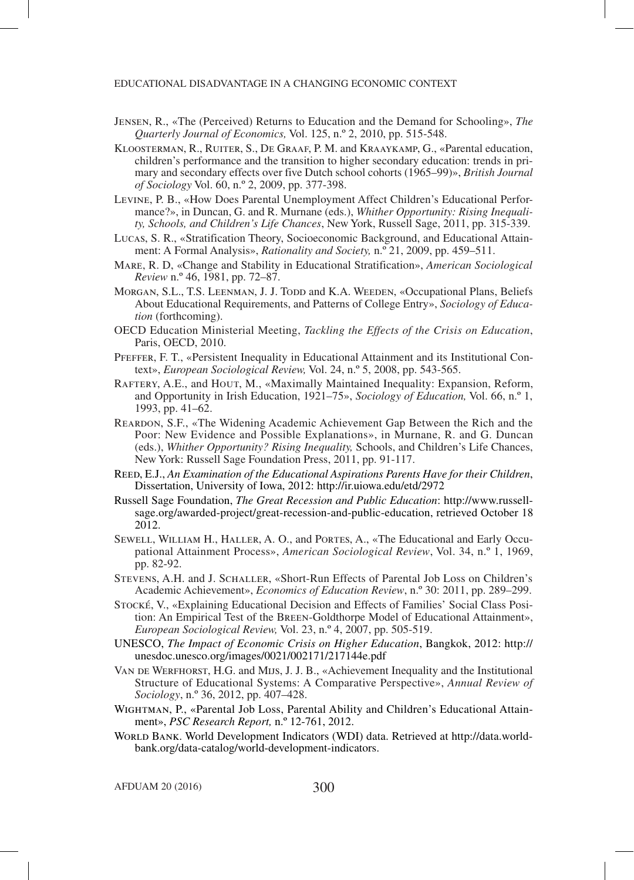Jensen, R., «The (Perceived) Returns to Education and the Demand for Schooling», *The Quarterly Journal of Economics,* Vol. 125, n.º 2, 2010, pp. 515-548.

Kloosterman, R., Ruiter, S., De Graaf, P. M. and Kraaykamp, G., «Parental education, children's performance and the transition to higher secondary education: trends in primary and secondary effects over five Dutch school cohorts (1965–99)», *British Journal of Sociology* Vol. 60, n.º 2, 2009, pp. 377-398.

Levine, P. B., «How Does Parental Unemployment Affect Children's Educational Performance?», in Duncan, G. and R. Murnane (eds.), *Whither Opportunity: Rising Inequality, Schools, and Children's Life Chances*, New York, Russell Sage, 2011, pp. 315-339.

Lucas, S. R., «Stratification Theory, Socioeconomic Background, and Educational Attainment: A Formal Analysis», *Rationality and Society,* n.º 21, 2009, pp. 459–511.

Mare, R. D, «Change and Stability in Educational Stratification», *American Sociological Review* n.º 46, 1981, pp. 72–87.

Morgan, S.L., T.S. Leenman, J. J. Todd and K.A. Weeden, «Occupational Plans, Beliefs About Educational Requirements, and Patterns of College Entry», *Sociology of Education* (forthcoming).

OECD Education Ministerial Meeting, *Tackling the Effects of the Crisis on Education*, Paris, OECD, 2010.

Pfeffer, F. T., «Persistent Inequality in Educational Attainment and its Institutional Context», *European Sociological Review,* Vol. 24, n.º 5, 2008, pp. 543-565.

Raftery, A.E., and Hout, M., «Maximally Maintained Inequality: Expansion, Reform, and Opportunity in Irish Education, 1921–75», *Sociology of Education,* Vol. 66, n.º 1, 1993, pp. 41–62.

Reardon, S.F., «The Widening Academic Achievement Gap Between the Rich and the Poor: New Evidence and Possible Explanations», in Murnane, R. and G. Duncan (eds.), *Whither Opportunity? Rising Inequality,* Schools, and Children's Life Chances, New York: Russell Sage Foundation Press, 2011, pp. 91-117.

Reed, E.J., *An Examination of the Educational Aspirations Parents Have for their Children*, Dissertation, University of Iowa, 2012: http://ir.uiowa.edu/etd/2972

Russell Sage Foundation, *The Great Recession and Public Education*: http://www.russellsage.org/awarded-project/great-recession-and-public-education, retrieved October 18 2012.

Sewell, William H., Haller, A. O., and Portes, A., «The Educational and Early Occupational Attainment Process», *American Sociological Review*, Vol. 34, n.º 1, 1969, pp. 82-92.

Stevens, A.H. and J. Schaller, «Short-Run Effects of Parental Job Loss on Children's Academic Achievement», *Economics of Education Review*, n.º 30: 2011, pp. 289–299.

Stocké, V., «Explaining Educational Decision and Effects of Families' Social Class Position: An Empirical Test of the Breen-Goldthorpe Model of Educational Attainment», *European Sociological Review,* Vol. 23, n.º 4, 2007, pp. 505-519.

UNESCO, *The Impact of Economic Crisis on Higher Education*, Bangkok, 2012: http://unesdoc.unesco.org/images/0021/002171/217144e.pdf

Van de Werfhorst, H.G. and Mijs, J. J. B., «Achievement Inequality and the Institutional Structure of Educational Systems: A Comparative Perspective», *Annual Review of Sociology*, n.º 36, 2012, pp. 407–428.

Wightman, P., «Parental Job Loss, Parental Ability and Children's Educational Attainment», *PSC Research Report,* n.º 12-761, 2012.

World Bank. World Development Indicators (WDI) data. Retrieved at http://data.worldbank.org/data-catalog/world-development-indicators.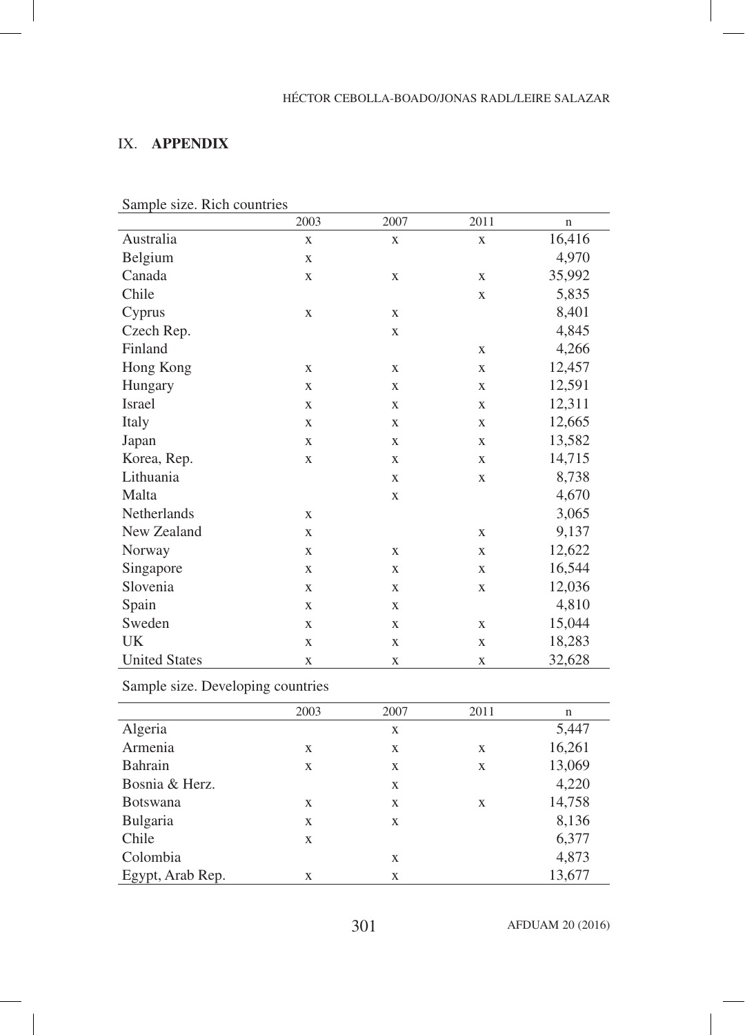## IX. **APPENDIX**

Sample size. Rich countries

| | 2003 | 2007 | 2011 | n |
|---|---|---|---|---|
| Australia | x | x | x | 16,416 |
| Belgium | x | | | 4,970 |
| Canada | x | x | x | 35,992 |
| Chile | | | x | 5,835 |
| Cyprus | x | x | | 8,401 |
| Czech Rep. | | x | | 4,845 |
| Finland | | | x | 4,266 |
| Hong Kong | x | x | x | 12,457 |
| Hungary | x | x | x | 12,591 |
| Israel | x | x | x | 12,311 |
| Italy | x | x | x | 12,665 |
| Japan | x | x | x | 13,582 |
| Korea, Rep. | x | x | x | 14,715 |
| Lithuania | | x | x | 8,738 |
| Malta | | x | | 4,670 |
| Netherlands | x | | | 3,065 |
| New Zealand | x | | x | 9,137 |
| Norway | x | x | x | 12,622 |
| Singapore | x | x | x | 16,544 |
| Slovenia | x | x | x | 12,036 |
| Spain | x | x | | 4,810 |
| Sweden | x | x | x | 15,044 |
| UK | x | x | x | 18,283 |
| United States | x | x | x | 32,628 |

Sample size. Developing countries

| | 2003 | 2007 | 2011 | n |
|---|---|---|---|---|
| Algeria | | x | | 5,447 |
| Armenia | x | x | x | 16,261 |
| Bahrain | x | x | x | 13,069 |
| Bosnia & Herz. | | x | | 4,220 |
| Botswana | x | x | x | 14,758 |
| Bulgaria | x | x | | 8,136 |
| Chile | x | | | 6,377 |
| Colombia | | x | | 4,873 |
| Egypt, Arab Rep. | x | x | | 13,677 |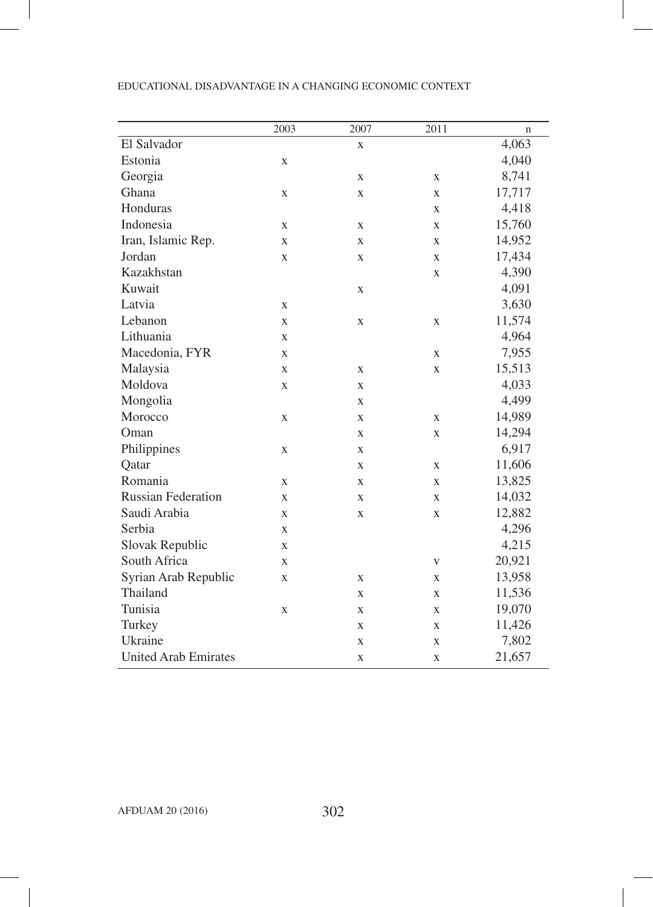|  | 2003 | 2007 | 2011 | n |
|---|---|---|---|---|
| El Salvador |  | x |  | 4,063 |
| Estonia | x |  |  | 4,040 |
| Georgia |  | x | x | 8,741 |
| Ghana | x | x | x | 17,717 |
| Honduras |  |  | x | 4,418 |
| Indonesia | x | x | x | 15,760 |
| Iran, Islamic Rep. | x | x | x | 14,952 |
| Jordan | x | x | x | 17,434 |
| Kazakhstan |  |  | x | 4,390 |
| Kuwait |  | x |  | 4,091 |
| Latvia | x |  |  | 3,630 |
| Lebanon | x | x | x | 11,574 |
| Lithuania | x |  |  | 4,964 |
| Macedonia, FYR | x |  | x | 7,955 |
| Malaysia | x | x | x | 15,513 |
| Moldova | x | x |  | 4,033 |
| Mongolia |  | x |  | 4,499 |
| Morocco | x | x | x | 14,989 |
| Oman |  | x | x | 14,294 |
| Philippines | x | x |  | 6,917 |
| Qatar |  | x | x | 11,606 |
| Romania | x | x | x | 13,825 |
| Russian Federation | x | x | x | 14,032 |
| Saudi Arabia | x | x | x | 12,882 |
| Serbia | x |  |  | 4,296 |
| Slovak Republic | x |  |  | 4,215 |
| South Africa | x |  | v | 20,921 |
| Syrian Arab Republic | x | x | x | 13,958 |
| Thailand |  | x | x | 11,536 |
| Tunisia | x | x | x | 19,070 |
| Turkey |  | x | x | 11,426 |
| Ukraine |  | x | x | 7,802 |
| United Arab Emirates |  | x | x | 21,657 |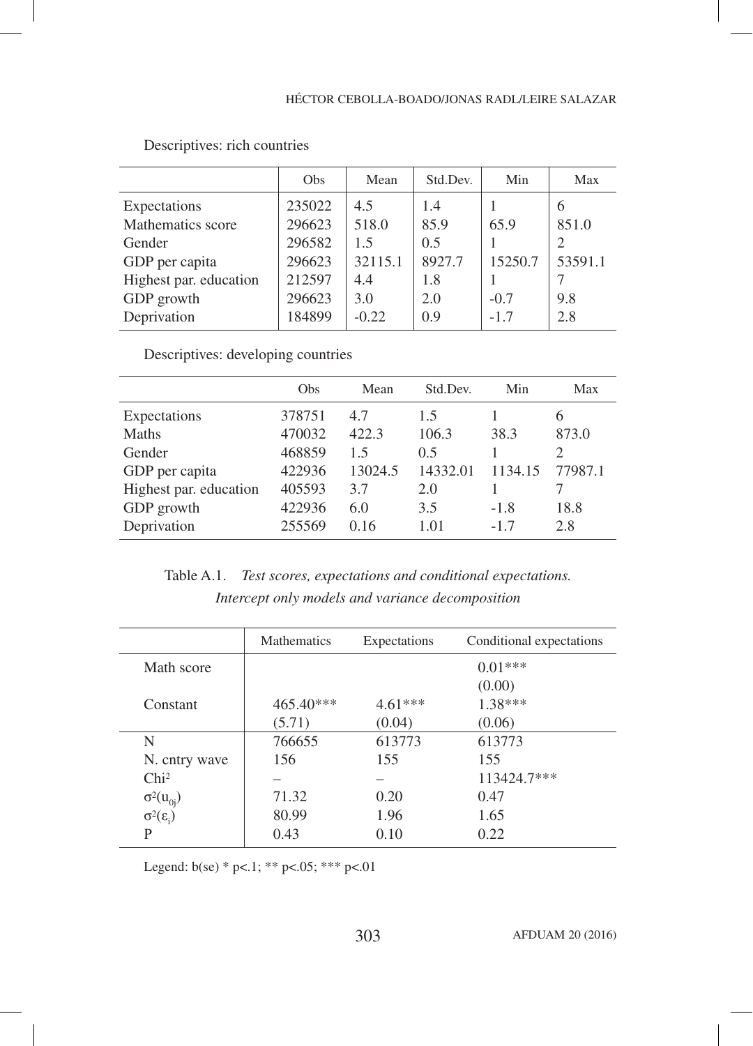Descriptives: rich countries

| | Obs | Mean | Std.Dev. | Min | Max |
|---|---|---|---|---|---|
| Expectations | 235022 | 4.5 | 1.4 | 1 | 6 |
| Mathematics score | 296623 | 518.0 | 85.9 | 65.9 | 851.0 |
| Gender | 296582 | 1.5 | 0.5 | 1 | 2 |
| GDP per capita | 296623 | 32115.1 | 8927.7 | 15250.7 | 53591.1 |
| Highest par. education | 212597 | 4.4 | 1.8 | 1 | 7 |
| GDP growth | 296623 | 3.0 | 2.0 | -0.7 | 9.8 |
| Deprivation | 184899 | -0.22 | 0.9 | -1.7 | 2.8 |

Descriptives: developing countries

| | Obs | Mean | Std.Dev. | Min | Max |
|---|---|---|---|---|---|
| Expectations | 378751 | 4.7 | 1.5 | 1 | 6 |
| Maths | 470032 | 422.3 | 106.3 | 38.3 | 873.0 |
| Gender | 468859 | 1.5 | 0.5 | 1 | 2 |
| GDP per capita | 422936 | 13024.5 | 14332.01 | 1134.15 | 77987.1 |
| Highest par. education | 405593 | 3.7 | 2.0 | 1 | 7 |
| GDP growth | 422936 | 6.0 | 3.5 | -1.8 | 18.8 |
| Deprivation | 255569 | 0.16 | 1.01 | -1.7 | 2.8 |

Table A.1. *Test scores, expectations and conditional expectations. Intercept only models and variance decomposition*

| | Mathematics | Expectations | Conditional expectations |
|---|---|---|---|
| Math score | | | 0.01*** |
| | | | (0.00) |
| Constant | 465.40*** | 4.61*** | 1.38*** |
| | (5.71) | (0.04) | (0.06) |
| N | 766655 | 613773 | 613773 |
| N. cntry wave | 156 | 155 | 155 |
| $Chi^2$ | – | – | 113424.7*** |
| $\sigma^2(u_{0j})$ | 71.32 | 0.20 | 0.47 |
| $\sigma^2(\varepsilon_i)$ | 80.99 | 1.96 | 1.65 |
| P | 0.43 | 0.10 | 0.22 |

Legend: b(se) * p<.1; ** p<.05; *** p<.01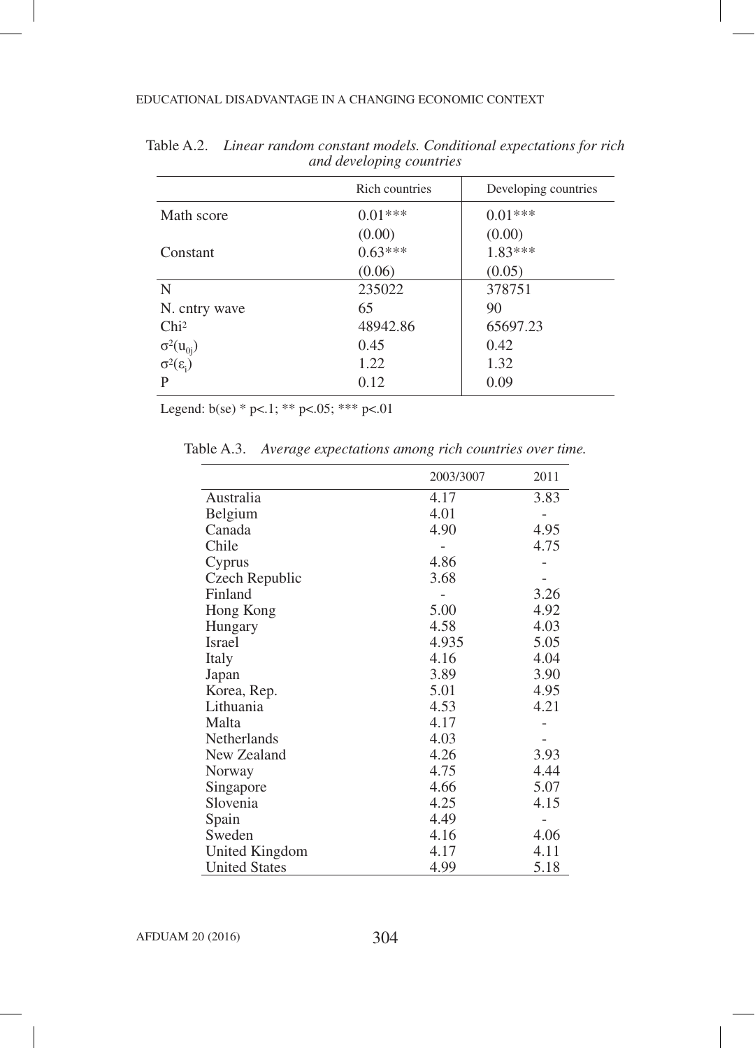Table A.2. *Linear random constant models. Conditional expectations for rich and developing countries*

| | Rich countries | Developing countries |
|---|---|---|
| Math score | 0.01*** | 0.01*** |
| | (0.00) | (0.00) |
| Constant | 0.63*** | 1.83*** |
| | (0.06) | (0.05) |
| N | 235022 | 378751 |
| N. cntry wave | 65 | 90 |
| $Chi^2$ | 48942.86 | 65697.23 |
| $\sigma^2(u_{0j})$ | 0.45 | 0.42 |
| $\sigma^2(\varepsilon_i)$ | 1.22 | 1.32 |
| P | 0.12 | 0.09 |

Legend: b(se) * p<.1; ** p<.05; *** p<.01

Table A.3. *Average expectations among rich countries over time.*

| | 2003/3007 | 2011 |
|---|---|---|
| Australia | 4.17 | 3.83 |
| Belgium | 4.01 | - |
| Canada | 4.90 | 4.95 |
| Chile | - | 4.75 |
| Cyprus | 4.86 | - |
| Czech Republic | 3.68 | - |
| Finland | - | 3.26 |
| Hong Kong | 5.00 | 4.92 |
| Hungary | 4.58 | 4.03 |
| Israel | 4.935 | 5.05 |
| Italy | 4.16 | 4.04 |
| Japan | 3.89 | 3.90 |
| Korea, Rep. | 5.01 | 4.95 |
| Lithuania | 4.53 | 4.21 |
| Malta | 4.17 | - |
| Netherlands | 4.03 | - |
| New Zealand | 4.26 | 3.93 |
| Norway | 4.75 | 4.44 |
| Singapore | 4.66 | 5.07 |
| Slovenia | 4.25 | 4.15 |
| Spain | 4.49 | - |
| Sweden | 4.16 | 4.06 |
| United Kingdom | 4.17 | 4.11 |
| United States | 4.99 | 5.18 |